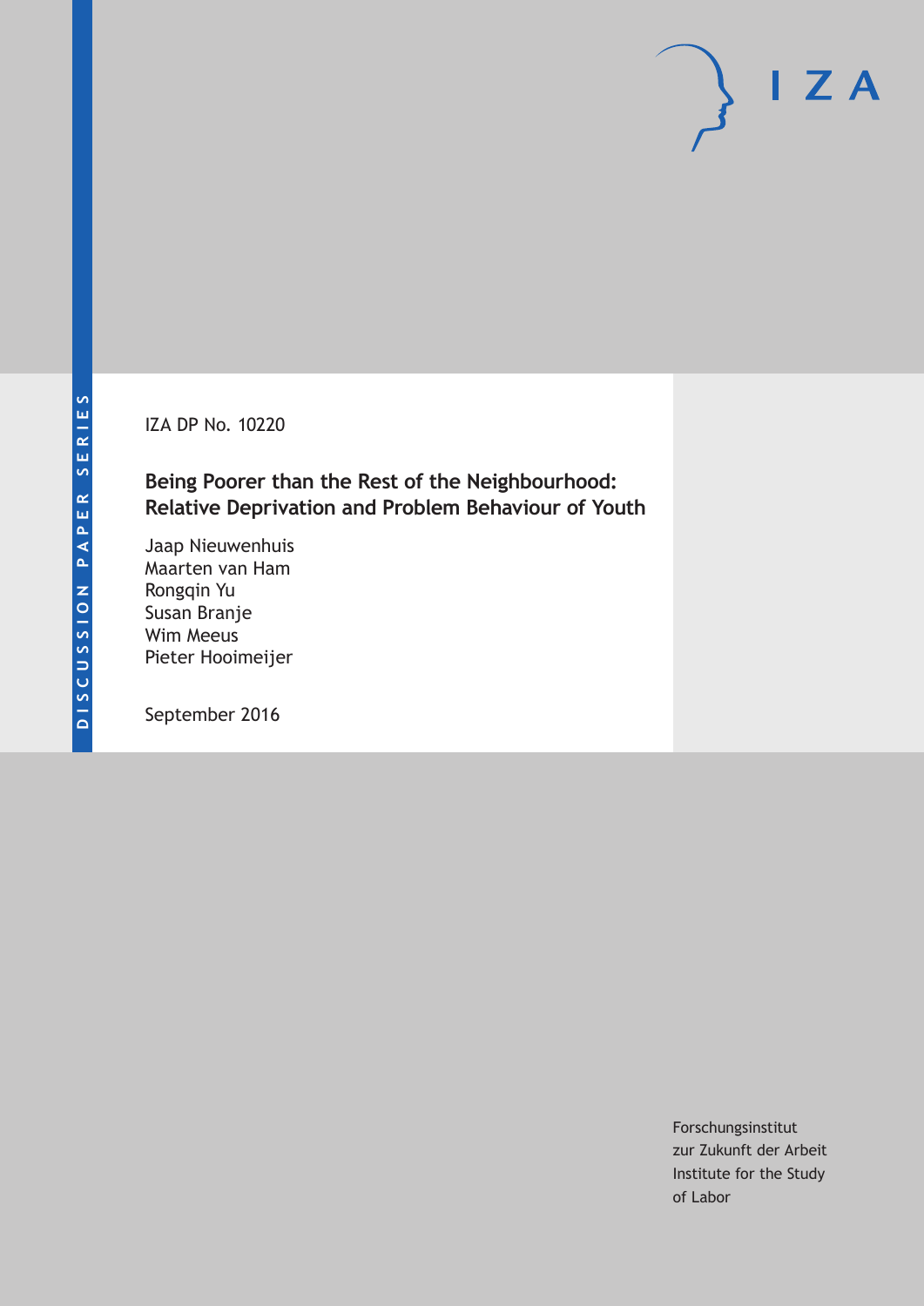DISCUSSION PAPER SERIES

IZA DP No. 10220

# Being Poorer than the Rest of the Neighbourhood: Relative Deprivation and Problem Behaviour of Youth

Jaap Nieuwenhuis
Maarten van Ham
Rongqin Yu
Susan Branje
Wim Meeus
Pieter Hooimeijer

September 2016

IZA

Forschungsinstitut
zur Zukunft der Arbeit
Institute for the Study
of Labor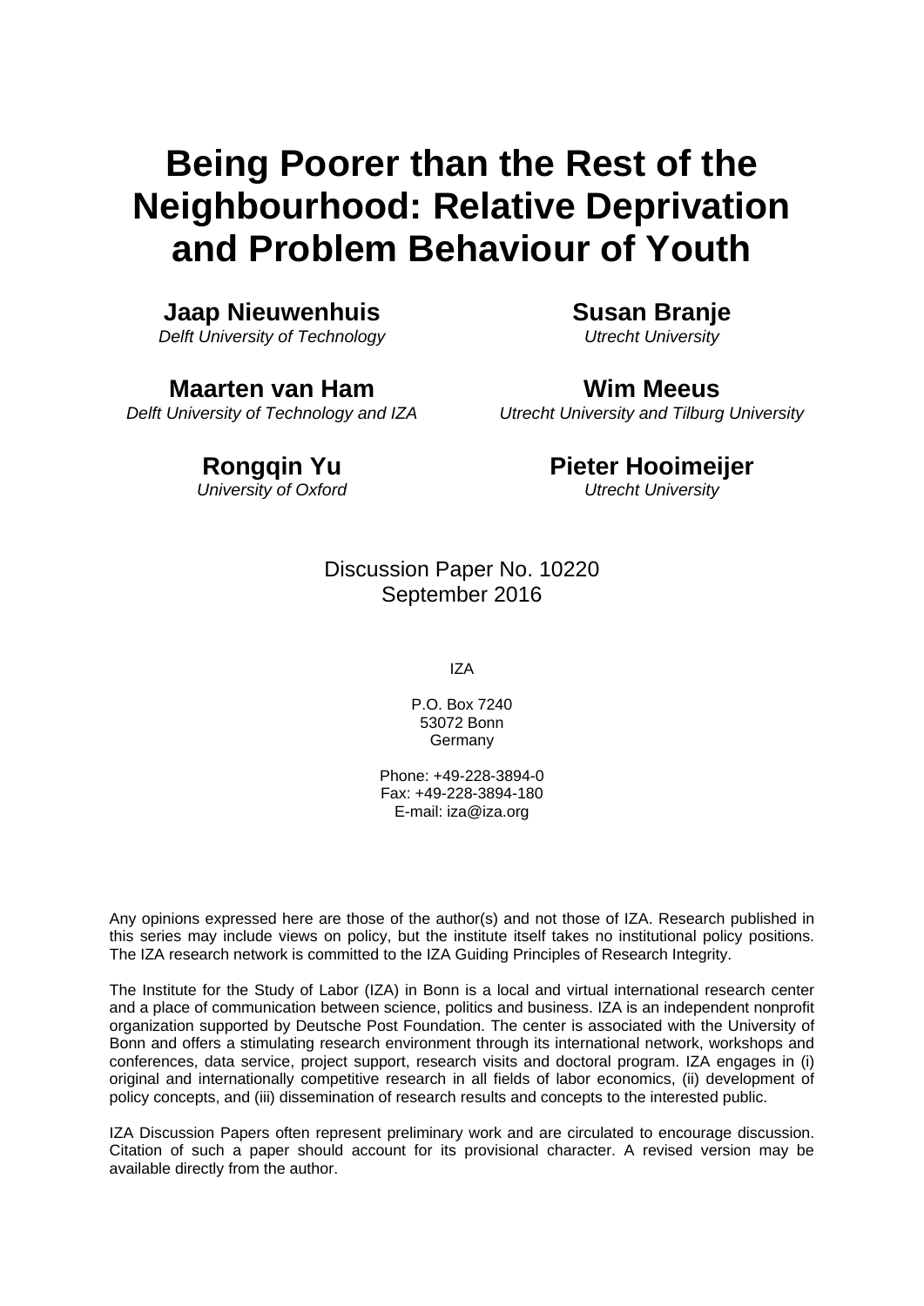# Being Poorer than the Rest of the Neighbourhood: Relative Deprivation and Problem Behaviour of Youth

**Jaap Nieuwenhuis**
*Delft University of Technology*

**Susan Branje**
*Utrecht University*

**Maarten van Ham**
*Delft University of Technology and IZA*

**Wim Meeus**
*Utrecht University and Tilburg University*

**Rongqin Yu**
*University of Oxford*

**Pieter Hooimeijer**
*Utrecht University*

Discussion Paper No. 10220
September 2016

IZA

P.O. Box 7240
53072 Bonn
Germany

Phone: +49-228-3894-0
Fax: +49-228-3894-180
E-mail: iza@iza.org

Any opinions expressed here are those of the author(s) and not those of IZA. Research published in this series may include views on policy, but the institute itself takes no institutional policy positions. The IZA research network is committed to the IZA Guiding Principles of Research Integrity.

The Institute for the Study of Labor (IZA) in Bonn is a local and virtual international research center and a place of communication between science, politics and business. IZA is an independent nonprofit organization supported by Deutsche Post Foundation. The center is associated with the University of Bonn and offers a stimulating research environment through its international network, workshops and conferences, data service, project support, research visits and doctoral program. IZA engages in (i) original and internationally competitive research in all fields of labor economics, (ii) development of policy concepts, and (iii) dissemination of research results and concepts to the interested public.

IZA Discussion Papers often represent preliminary work and are circulated to encourage discussion. Citation of such a paper should account for its provisional character. A revised version may be available directly from the author.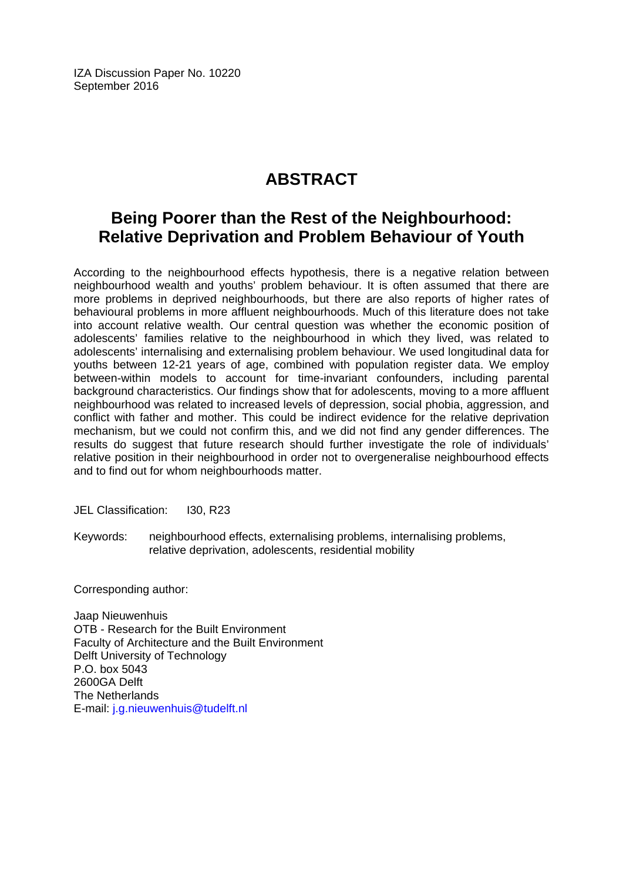IZA Discussion Paper No. 10220
September 2016

# ABSTRACT

## Being Poorer than the Rest of the Neighbourhood: Relative Deprivation and Problem Behaviour of Youth

According to the neighbourhood effects hypothesis, there is a negative relation between neighbourhood wealth and youths' problem behaviour. It is often assumed that there are more problems in deprived neighbourhoods, but there are also reports of higher rates of behavioural problems in more affluent neighbourhoods. Much of this literature does not take into account relative wealth. Our central question was whether the economic position of adolescents' families relative to the neighbourhood in which they lived, was related to adolescents' internalising and externalising problem behaviour. We used longitudinal data for youths between 12-21 years of age, combined with population register data. We employ between-within models to account for time-invariant confounders, including parental background characteristics. Our findings show that for adolescents, moving to a more affluent neighbourhood was related to increased levels of depression, social phobia, aggression, and conflict with father and mother. This could be indirect evidence for the relative deprivation mechanism, but we could not confirm this, and we did not find any gender differences. The results do suggest that future research should further investigate the role of individuals' relative position in their neighbourhood in order not to overgeneralise neighbourhood effects and to find out for whom neighbourhoods matter.

JEL Classification: I30, R23

Keywords: neighbourhood effects, externalising problems, internalising problems, relative deprivation, adolescents, residential mobility

Corresponding author:

Jaap Nieuwenhuis
OTB - Research for the Built Environment
Faculty of Architecture and the Built Environment
Delft University of Technology
P.O. box 5043
2600GA Delft
The Netherlands
E-mail: j.g.nieuwenhuis@tudelft.nl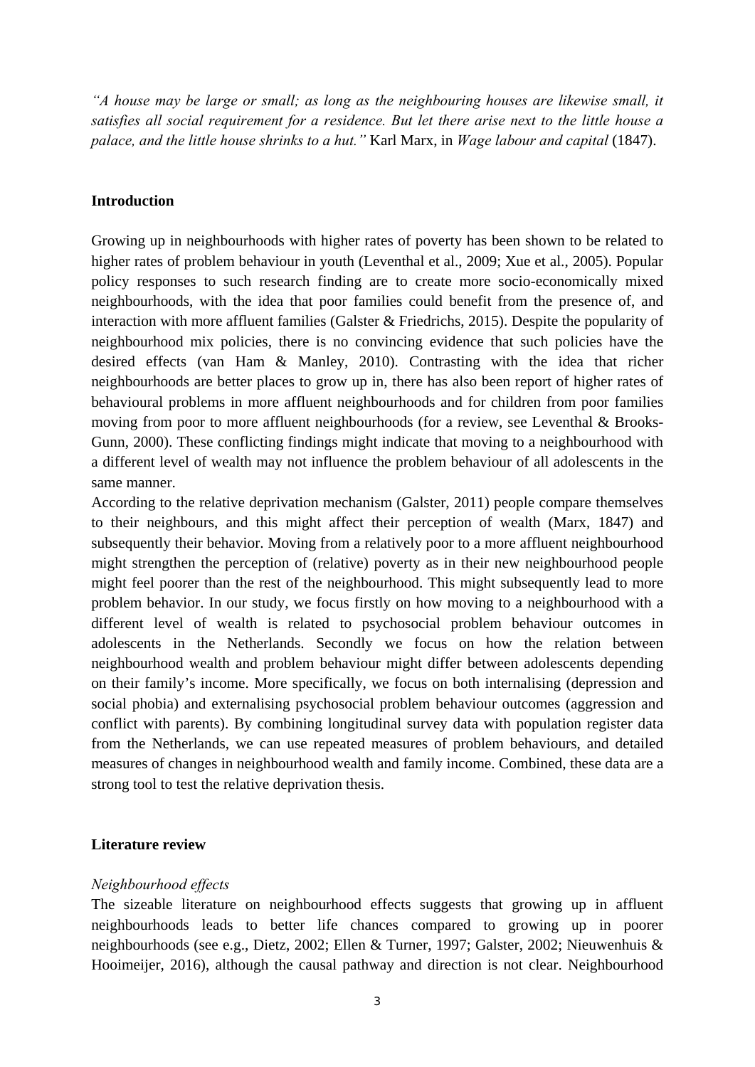*"A house may be large or small; as long as the neighbouring houses are likewise small, it satisfies all social requirement for a residence. But let there arise next to the little house a palace, and the little house shrinks to a hut."* Karl Marx, in *Wage labour and capital* (1847).

**Introduction**

Growing up in neighbourhoods with higher rates of poverty has been shown to be related to higher rates of problem behaviour in youth (Leventhal et al., 2009; Xue et al., 2005). Popular policy responses to such research finding are to create more socio-economically mixed neighbourhoods, with the idea that poor families could benefit from the presence of, and interaction with more affluent families (Galster & Friedrichs, 2015). Despite the popularity of neighbourhood mix policies, there is no convincing evidence that such policies have the desired effects (van Ham & Manley, 2010). Contrasting with the idea that richer neighbourhoods are better places to grow up in, there has also been report of higher rates of behavioural problems in more affluent neighbourhoods and for children from poor families moving from poor to more affluent neighbourhoods (for a review, see Leventhal & Brooks-Gunn, 2000). These conflicting findings might indicate that moving to a neighbourhood with a different level of wealth may not influence the problem behaviour of all adolescents in the same manner.

According to the relative deprivation mechanism (Galster, 2011) people compare themselves to their neighbours, and this might affect their perception of wealth (Marx, 1847) and subsequently their behavior. Moving from a relatively poor to a more affluent neighbourhood might strengthen the perception of (relative) poverty as in their new neighbourhood people might feel poorer than the rest of the neighbourhood. This might subsequently lead to more problem behavior. In our study, we focus firstly on how moving to a neighbourhood with a different level of wealth is related to psychosocial problem behaviour outcomes in adolescents in the Netherlands. Secondly we focus on how the relation between neighbourhood wealth and problem behaviour might differ between adolescents depending on their family's income. More specifically, we focus on both internalising (depression and social phobia) and externalising psychosocial problem behaviour outcomes (aggression and conflict with parents). By combining longitudinal survey data with population register data from the Netherlands, we can use repeated measures of problem behaviours, and detailed measures of changes in neighbourhood wealth and family income. Combined, these data are a strong tool to test the relative deprivation thesis.

**Literature review**

*Neighbourhood effects*

The sizeable literature on neighbourhood effects suggests that growing up in affluent neighbourhoods leads to better life chances compared to growing up in poorer neighbourhoods (see e.g., Dietz, 2002; Ellen & Turner, 1997; Galster, 2002; Nieuwenhuis & Hooimeijer, 2016), although the causal pathway and direction is not clear. Neighbourhood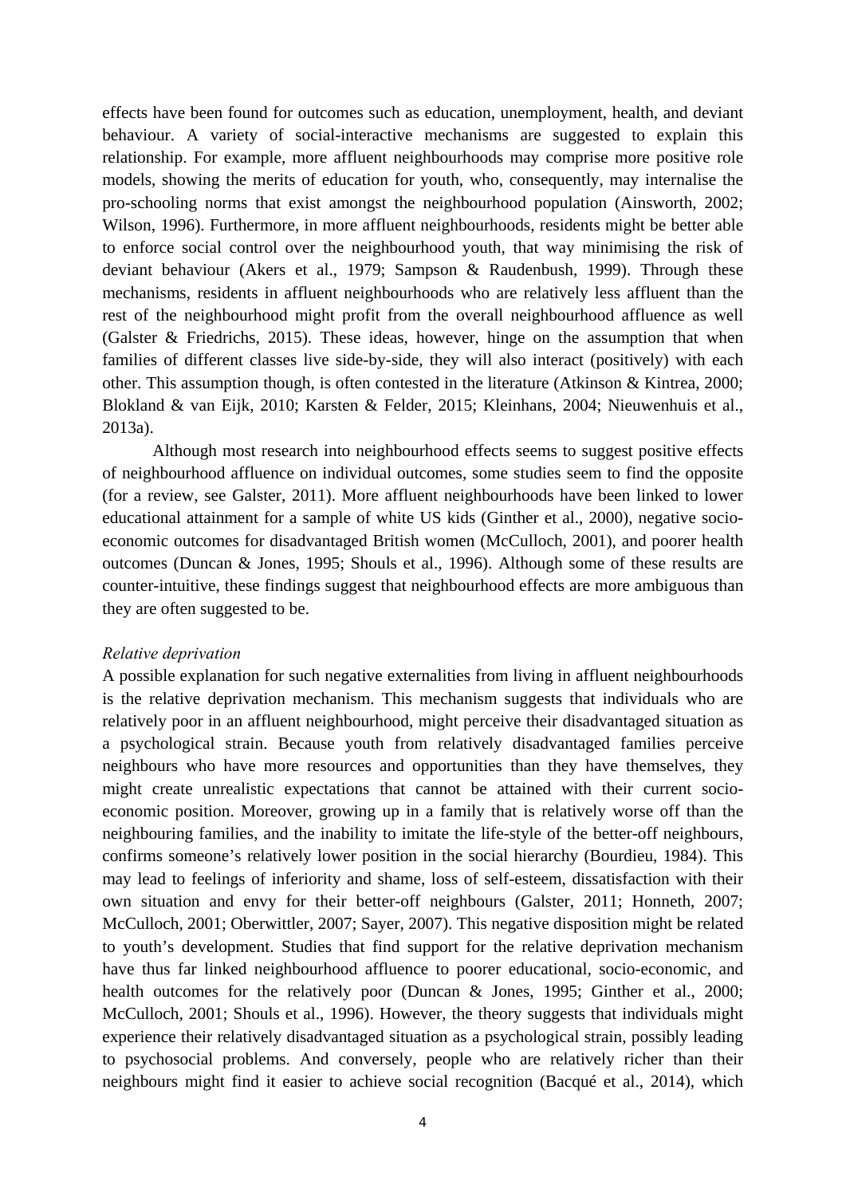effects have been found for outcomes such as education, unemployment, health, and deviant behaviour. A variety of social-interactive mechanisms are suggested to explain this relationship. For example, more affluent neighbourhoods may comprise more positive role models, showing the merits of education for youth, who, consequently, may internalise the pro-schooling norms that exist amongst the neighbourhood population (Ainsworth, 2002; Wilson, 1996). Furthermore, in more affluent neighbourhoods, residents might be better able to enforce social control over the neighbourhood youth, that way minimising the risk of deviant behaviour (Akers et al., 1979; Sampson & Raudenbush, 1999). Through these mechanisms, residents in affluent neighbourhoods who are relatively less affluent than the rest of the neighbourhood might profit from the overall neighbourhood affluence as well (Galster & Friedrichs, 2015). These ideas, however, hinge on the assumption that when families of different classes live side-by-side, they will also interact (positively) with each other. This assumption though, is often contested in the literature (Atkinson & Kintrea, 2000; Blokland & van Eijk, 2010; Karsten & Felder, 2015; Kleinhans, 2004; Nieuwenhuis et al., 2013a).

Although most research into neighbourhood effects seems to suggest positive effects of neighbourhood affluence on individual outcomes, some studies seem to find the opposite (for a review, see Galster, 2011). More affluent neighbourhoods have been linked to lower educational attainment for a sample of white US kids (Ginther et al., 2000), negative socio-economic outcomes for disadvantaged British women (McCulloch, 2001), and poorer health outcomes (Duncan & Jones, 1995; Shouls et al., 1996). Although some of these results are counter-intuitive, these findings suggest that neighbourhood effects are more ambiguous than they are often suggested to be.

*Relative deprivation*

A possible explanation for such negative externalities from living in affluent neighbourhoods is the relative deprivation mechanism. This mechanism suggests that individuals who are relatively poor in an affluent neighbourhood, might perceive their disadvantaged situation as a psychological strain. Because youth from relatively disadvantaged families perceive neighbours who have more resources and opportunities than they have themselves, they might create unrealistic expectations that cannot be attained with their current socio-economic position. Moreover, growing up in a family that is relatively worse off than the neighbouring families, and the inability to imitate the life-style of the better-off neighbours, confirms someone's relatively lower position in the social hierarchy (Bourdieu, 1984). This may lead to feelings of inferiority and shame, loss of self-esteem, dissatisfaction with their own situation and envy for their better-off neighbours (Galster, 2011; Honneth, 2007; McCulloch, 2001; Oberwittler, 2007; Sayer, 2007). This negative disposition might be related to youth's development. Studies that find support for the relative deprivation mechanism have thus far linked neighbourhood affluence to poorer educational, socio-economic, and health outcomes for the relatively poor (Duncan & Jones, 1995; Ginther et al., 2000; McCulloch, 2001; Shouls et al., 1996). However, the theory suggests that individuals might experience their relatively disadvantaged situation as a psychological strain, possibly leading to psychosocial problems. And conversely, people who are relatively richer than their neighbours might find it easier to achieve social recognition (Bacqué et al., 2014), which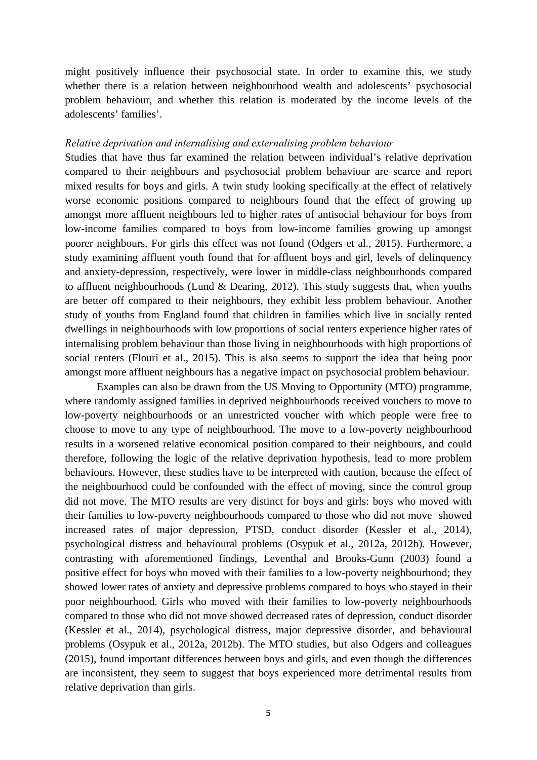might positively influence their psychosocial state. In order to examine this, we study whether there is a relation between neighbourhood wealth and adolescents' psychosocial problem behaviour, and whether this relation is moderated by the income levels of the adolescents' families'.

*Relative deprivation and internalising and externalising problem behaviour*

Studies that have thus far examined the relation between individual's relative deprivation compared to their neighbours and psychosocial problem behaviour are scarce and report mixed results for boys and girls. A twin study looking specifically at the effect of relatively worse economic positions compared to neighbours found that the effect of growing up amongst more affluent neighbours led to higher rates of antisocial behaviour for boys from low-income families compared to boys from low-income families growing up amongst poorer neighbours. For girls this effect was not found (Odgers et al., 2015). Furthermore, a study examining affluent youth found that for affluent boys and girl, levels of delinquency and anxiety-depression, respectively, were lower in middle-class neighbourhoods compared to affluent neighbourhoods (Lund & Dearing, 2012). This study suggests that, when youths are better off compared to their neighbours, they exhibit less problem behaviour. Another study of youths from England found that children in families which live in socially rented dwellings in neighbourhoods with low proportions of social renters experience higher rates of internalising problem behaviour than those living in neighbourhoods with high proportions of social renters (Flouri et al., 2015). This is also seems to support the idea that being poor amongst more affluent neighbours has a negative impact on psychosocial problem behaviour.

Examples can also be drawn from the US Moving to Opportunity (MTO) programme, where randomly assigned families in deprived neighbourhoods received vouchers to move to low-poverty neighbourhoods or an unrestricted voucher with which people were free to choose to move to any type of neighbourhood. The move to a low-poverty neighbourhood results in a worsened relative economical position compared to their neighbours, and could therefore, following the logic of the relative deprivation hypothesis, lead to more problem behaviours. However, these studies have to be interpreted with caution, because the effect of the neighbourhood could be confounded with the effect of moving, since the control group did not move. The MTO results are very distinct for boys and girls: boys who moved with their families to low-poverty neighbourhoods compared to those who did not move showed increased rates of major depression, PTSD, conduct disorder (Kessler et al., 2014), psychological distress and behavioural problems (Osypuk et al., 2012a, 2012b). However, contrasting with aforementioned findings, Leventhal and Brooks-Gunn (2003) found a positive effect for boys who moved with their families to a low-poverty neighbourhood; they showed lower rates of anxiety and depressive problems compared to boys who stayed in their poor neighbourhood. Girls who moved with their families to low-poverty neighbourhoods compared to those who did not move showed decreased rates of depression, conduct disorder (Kessler et al., 2014), psychological distress, major depressive disorder, and behavioural problems (Osypuk et al., 2012a, 2012b). The MTO studies, but also Odgers and colleagues (2015), found important differences between boys and girls, and even though the differences are inconsistent, they seem to suggest that boys experienced more detrimental results from relative deprivation than girls.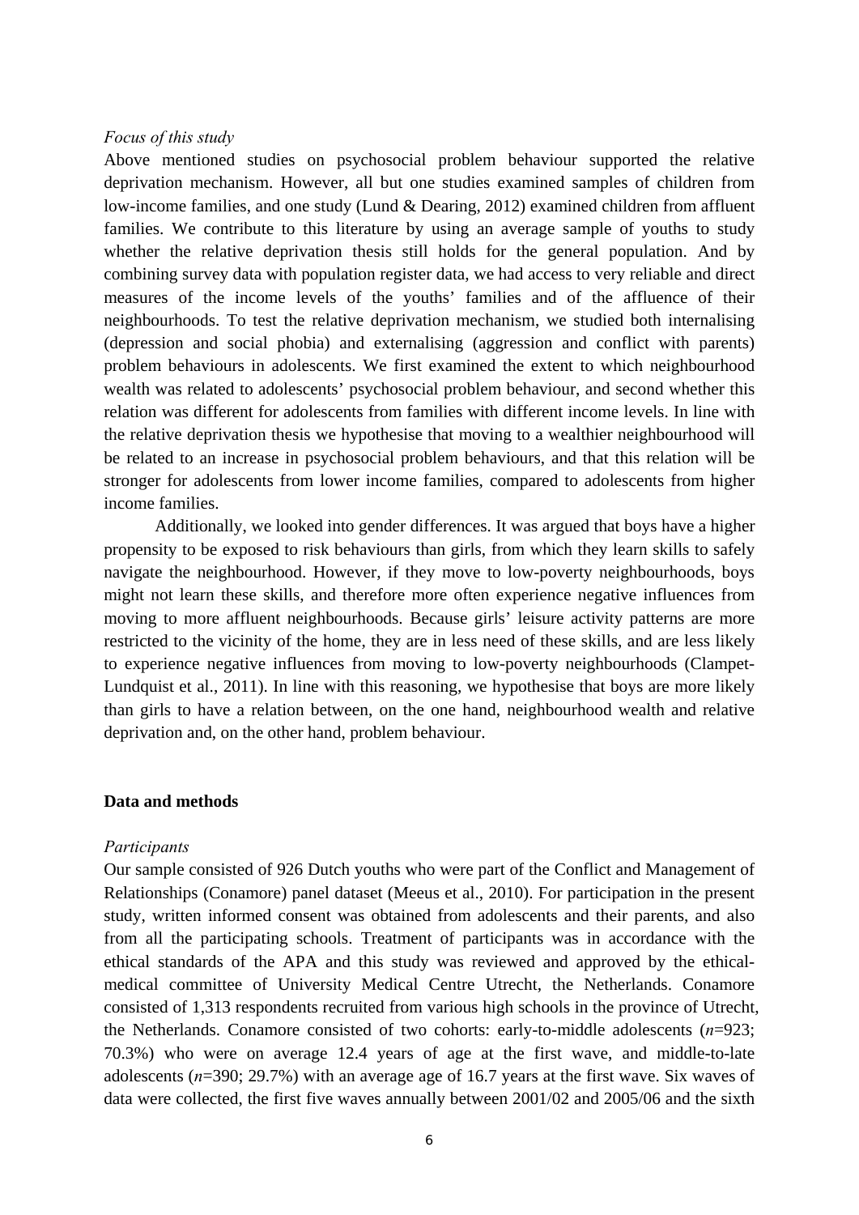*Focus of this study*

Above mentioned studies on psychosocial problem behaviour supported the relative deprivation mechanism. However, all but one studies examined samples of children from low-income families, and one study (Lund & Dearing, 2012) examined children from affluent families. We contribute to this literature by using an average sample of youths to study whether the relative deprivation thesis still holds for the general population. And by combining survey data with population register data, we had access to very reliable and direct measures of the income levels of the youths' families and of the affluence of their neighbourhoods. To test the relative deprivation mechanism, we studied both internalising (depression and social phobia) and externalising (aggression and conflict with parents) problem behaviours in adolescents. We first examined the extent to which neighbourhood wealth was related to adolescents' psychosocial problem behaviour, and second whether this relation was different for adolescents from families with different income levels. In line with the relative deprivation thesis we hypothesise that moving to a wealthier neighbourhood will be related to an increase in psychosocial problem behaviours, and that this relation will be stronger for adolescents from lower income families, compared to adolescents from higher income families.

Additionally, we looked into gender differences. It was argued that boys have a higher propensity to be exposed to risk behaviours than girls, from which they learn skills to safely navigate the neighbourhood. However, if they move to low-poverty neighbourhoods, boys might not learn these skills, and therefore more often experience negative influences from moving to more affluent neighbourhoods. Because girls' leisure activity patterns are more restricted to the vicinity of the home, they are in less need of these skills, and are less likely to experience negative influences from moving to low-poverty neighbourhoods (Clampet-Lundquist et al., 2011). In line with this reasoning, we hypothesise that boys are more likely than girls to have a relation between, on the one hand, neighbourhood wealth and relative deprivation and, on the other hand, problem behaviour.

## Data and methods

*Participants*

Our sample consisted of 926 Dutch youths who were part of the Conflict and Management of Relationships (Conamore) panel dataset (Meeus et al., 2010). For participation in the present study, written informed consent was obtained from adolescents and their parents, and also from all the participating schools. Treatment of participants was in accordance with the ethical standards of the APA and this study was reviewed and approved by the ethical-medical committee of University Medical Centre Utrecht, the Netherlands. Conamore consisted of 1,313 respondents recruited from various high schools in the province of Utrecht, the Netherlands. Conamore consisted of two cohorts: early-to-middle adolescents (*n*=923; 70.3%) who were on average 12.4 years of age at the first wave, and middle-to-late adolescents (*n*=390; 29.7%) with an average age of 16.7 years at the first wave. Six waves of data were collected, the first five waves annually between 2001/02 and 2005/06 and the sixth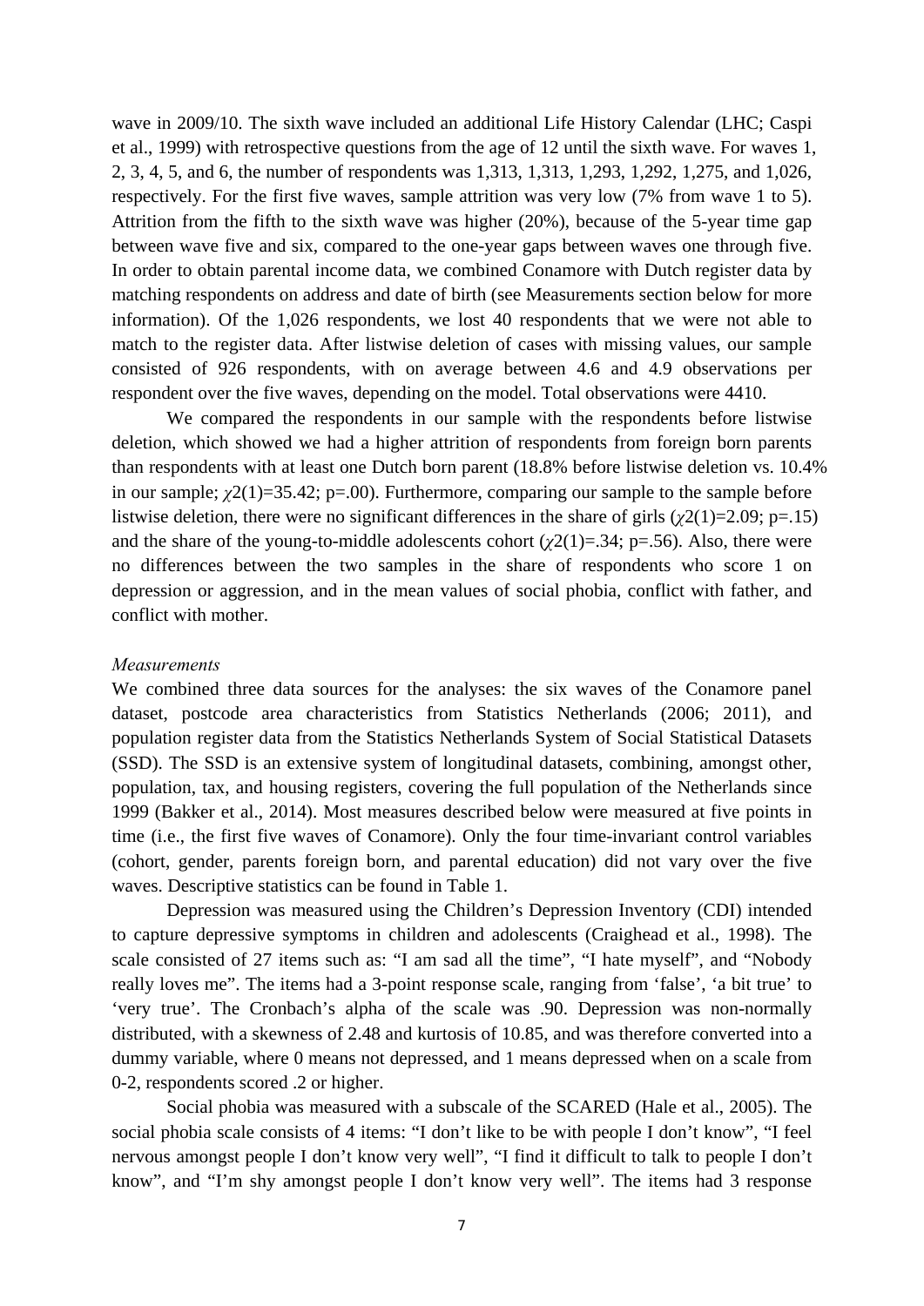wave in 2009/10. The sixth wave included an additional Life History Calendar (LHC; Caspi et al., 1999) with retrospective questions from the age of 12 until the sixth wave. For waves 1, 2, 3, 4, 5, and 6, the number of respondents was 1,313, 1,313, 1,293, 1,292, 1,275, and 1,026, respectively. For the first five waves, sample attrition was very low (7% from wave 1 to 5). Attrition from the fifth to the sixth wave was higher (20%), because of the 5-year time gap between wave five and six, compared to the one-year gaps between waves one through five. In order to obtain parental income data, we combined Conamore with Dutch register data by matching respondents on address and date of birth (see Measurements section below for more information). Of the 1,026 respondents, we lost 40 respondents that we were not able to match to the register data. After listwise deletion of cases with missing values, our sample consisted of 926 respondents, with on average between 4.6 and 4.9 observations per respondent over the five waves, depending on the model. Total observations were 4410.

We compared the respondents in our sample with the respondents before listwise deletion, which showed we had a higher attrition of respondents from foreign born parents than respondents with at least one Dutch born parent (18.8% before listwise deletion vs. 10.4% in our sample; $\chi 2(1)=35.42$; p=.00). Furthermore, comparing our sample to the sample before listwise deletion, there were no significant differences in the share of girls ($\chi 2(1)=2.09$; p=.15) and the share of the young-to-middle adolescents cohort ($\chi 2(1)=.34$; p=.56). Also, there were no differences between the two samples in the share of respondents who score 1 on depression or aggression, and in the mean values of social phobia, conflict with father, and conflict with mother.

*Measurements*

We combined three data sources for the analyses: the six waves of the Conamore panel dataset, postcode area characteristics from Statistics Netherlands (2006; 2011), and population register data from the Statistics Netherlands System of Social Statistical Datasets (SSD). The SSD is an extensive system of longitudinal datasets, combining, amongst other, population, tax, and housing registers, covering the full population of the Netherlands since 1999 (Bakker et al., 2014). Most measures described below were measured at five points in time (i.e., the first five waves of Conamore). Only the four time-invariant control variables (cohort, gender, parents foreign born, and parental education) did not vary over the five waves. Descriptive statistics can be found in Table 1.

Depression was measured using the Children's Depression Inventory (CDI) intended to capture depressive symptoms in children and adolescents (Craighead et al., 1998). The scale consisted of 27 items such as: "I am sad all the time", "I hate myself", and "Nobody really loves me". The items had a 3-point response scale, ranging from 'false', 'a bit true' to 'very true'. The Cronbach's alpha of the scale was .90. Depression was non-normally distributed, with a skewness of 2.48 and kurtosis of 10.85, and was therefore converted into a dummy variable, where 0 means not depressed, and 1 means depressed when on a scale from 0-2, respondents scored .2 or higher.

Social phobia was measured with a subscale of the SCARED (Hale et al., 2005). The social phobia scale consists of 4 items: "I don't like to be with people I don't know", "I feel nervous amongst people I don't know very well", "I find it difficult to talk to people I don't know", and "I'm shy amongst people I don't know very well". The items had 3 response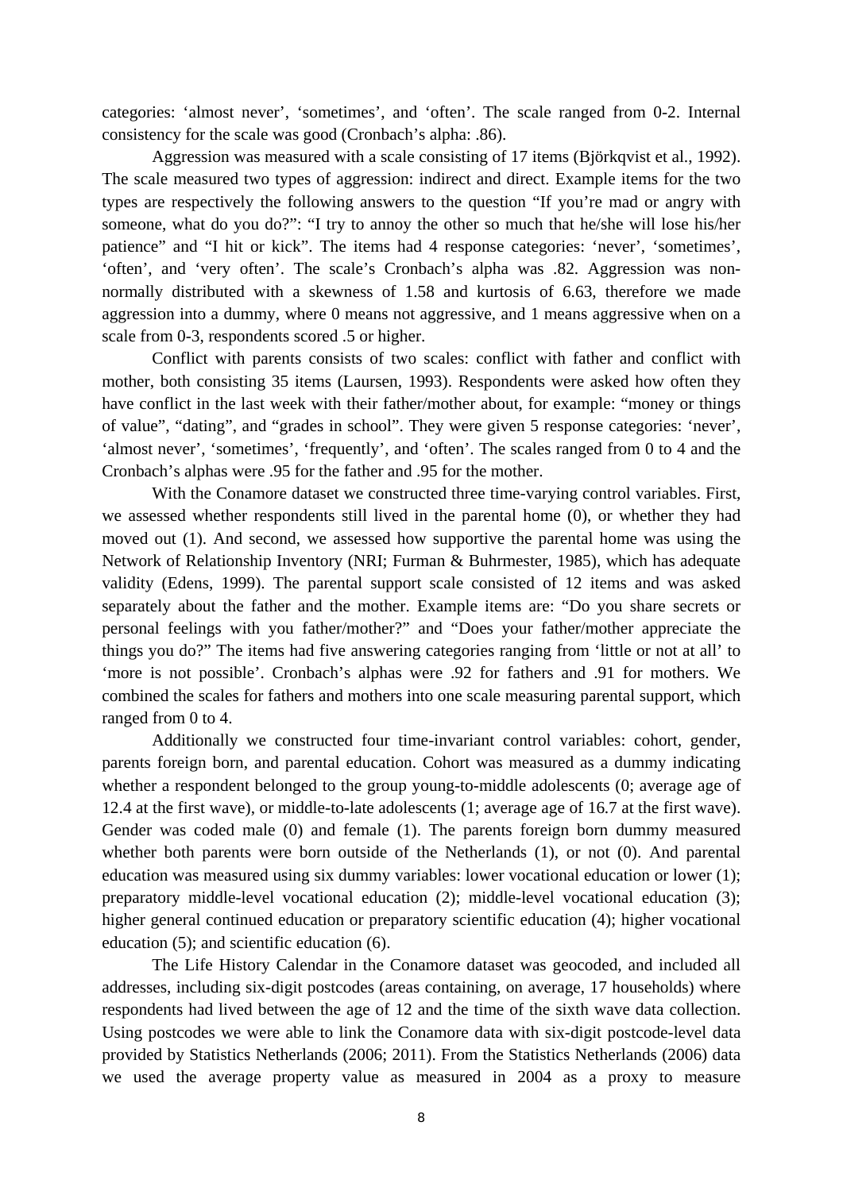categories: 'almost never', 'sometimes', and 'often'. The scale ranged from 0-2. Internal consistency for the scale was good (Cronbach's alpha: .86).

Aggression was measured with a scale consisting of 17 items (Björkqvist et al., 1992). The scale measured two types of aggression: indirect and direct. Example items for the two types are respectively the following answers to the question "If you're mad or angry with someone, what do you do?": "I try to annoy the other so much that he/she will lose his/her patience" and "I hit or kick". The items had 4 response categories: 'never', 'sometimes', 'often', and 'very often'. The scale's Cronbach's alpha was .82. Aggression was non-normally distributed with a skewness of 1.58 and kurtosis of 6.63, therefore we made aggression into a dummy, where 0 means not aggressive, and 1 means aggressive when on a scale from 0-3, respondents scored .5 or higher.

Conflict with parents consists of two scales: conflict with father and conflict with mother, both consisting 35 items (Laursen, 1993). Respondents were asked how often they have conflict in the last week with their father/mother about, for example: "money or things of value", "dating", and "grades in school". They were given 5 response categories: 'never', 'almost never', 'sometimes', 'frequently', and 'often'. The scales ranged from 0 to 4 and the Cronbach's alphas were .95 for the father and .95 for the mother.

With the Conamore dataset we constructed three time-varying control variables. First, we assessed whether respondents still lived in the parental home (0), or whether they had moved out (1). And second, we assessed how supportive the parental home was using the Network of Relationship Inventory (NRI; Furman & Buhrmester, 1985), which has adequate validity (Edens, 1999). The parental support scale consisted of 12 items and was asked separately about the father and the mother. Example items are: "Do you share secrets or personal feelings with you father/mother?" and "Does your father/mother appreciate the things you do?" The items had five answering categories ranging from 'little or not at all' to 'more is not possible'. Cronbach's alphas were .92 for fathers and .91 for mothers. We combined the scales for fathers and mothers into one scale measuring parental support, which ranged from 0 to 4.

Additionally we constructed four time-invariant control variables: cohort, gender, parents foreign born, and parental education. Cohort was measured as a dummy indicating whether a respondent belonged to the group young-to-middle adolescents (0; average age of 12.4 at the first wave), or middle-to-late adolescents (1; average age of 16.7 at the first wave). Gender was coded male (0) and female (1). The parents foreign born dummy measured whether both parents were born outside of the Netherlands (1), or not (0). And parental education was measured using six dummy variables: lower vocational education or lower (1); preparatory middle-level vocational education (2); middle-level vocational education (3); higher general continued education or preparatory scientific education (4); higher vocational education (5); and scientific education (6).

The Life History Calendar in the Conamore dataset was geocoded, and included all addresses, including six-digit postcodes (areas containing, on average, 17 households) where respondents had lived between the age of 12 and the time of the sixth wave data collection. Using postcodes we were able to link the Conamore data with six-digit postcode-level data provided by Statistics Netherlands (2006; 2011). From the Statistics Netherlands (2006) data we used the average property value as measured in 2004 as a proxy to measure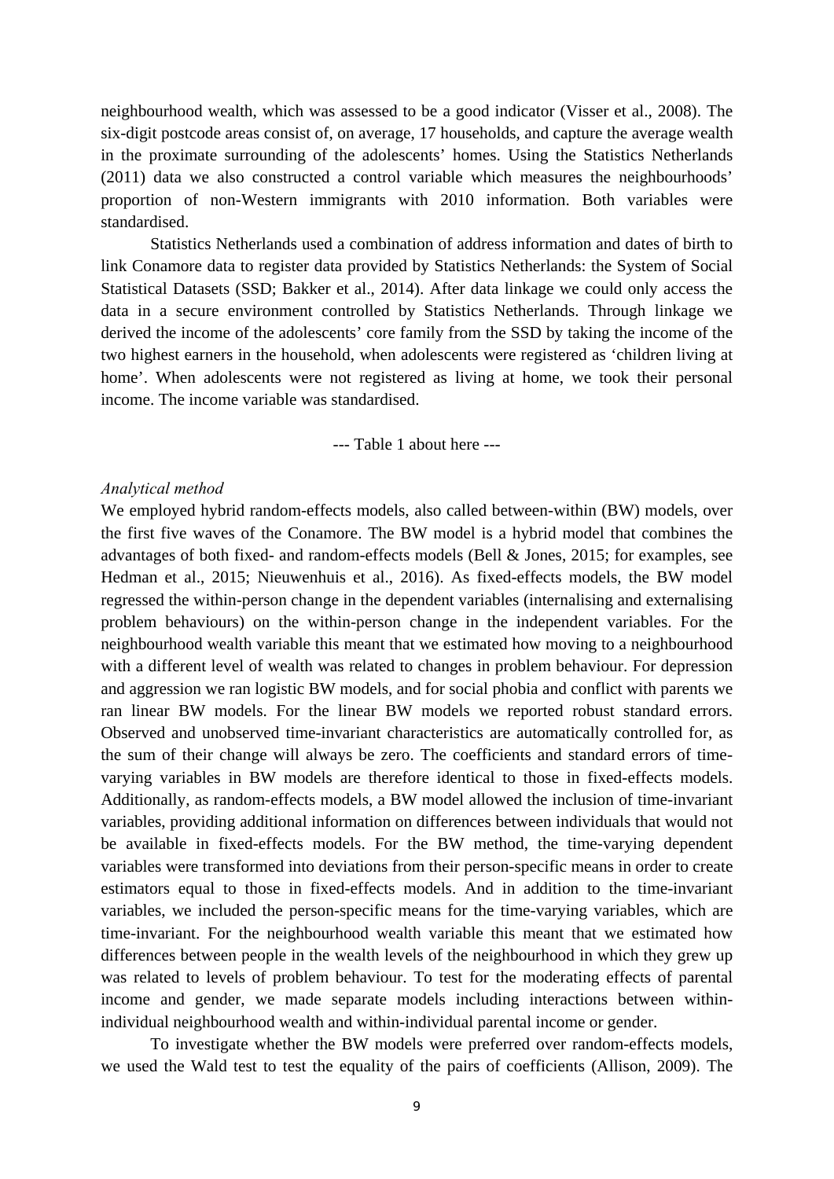neighbourhood wealth, which was assessed to be a good indicator (Visser et al., 2008). The six-digit postcode areas consist of, on average, 17 households, and capture the average wealth in the proximate surrounding of the adolescents' homes. Using the Statistics Netherlands (2011) data we also constructed a control variable which measures the neighbourhoods' proportion of non-Western immigrants with 2010 information. Both variables were standardised.

Statistics Netherlands used a combination of address information and dates of birth to link Conamore data to register data provided by Statistics Netherlands: the System of Social Statistical Datasets (SSD; Bakker et al., 2014). After data linkage we could only access the data in a secure environment controlled by Statistics Netherlands. Through linkage we derived the income of the adolescents' core family from the SSD by taking the income of the two highest earners in the household, when adolescents were registered as 'children living at home'. When adolescents were not registered as living at home, we took their personal income. The income variable was standardised.

--- Table 1 about here ---

*Analytical method*

We employed hybrid random-effects models, also called between-within (BW) models, over the first five waves of the Conamore. The BW model is a hybrid model that combines the advantages of both fixed- and random-effects models (Bell & Jones, 2015; for examples, see Hedman et al., 2015; Nieuwenhuis et al., 2016). As fixed-effects models, the BW model regressed the within-person change in the dependent variables (internalising and externalising problem behaviours) on the within-person change in the independent variables. For the neighbourhood wealth variable this meant that we estimated how moving to a neighbourhood with a different level of wealth was related to changes in problem behaviour. For depression and aggression we ran logistic BW models, and for social phobia and conflict with parents we ran linear BW models. For the linear BW models we reported robust standard errors. Observed and unobserved time-invariant characteristics are automatically controlled for, as the sum of their change will always be zero. The coefficients and standard errors of time-varying variables in BW models are therefore identical to those in fixed-effects models. Additionally, as random-effects models, a BW model allowed the inclusion of time-invariant variables, providing additional information on differences between individuals that would not be available in fixed-effects models. For the BW method, the time-varying dependent variables were transformed into deviations from their person-specific means in order to create estimators equal to those in fixed-effects models. And in addition to the time-invariant variables, we included the person-specific means for the time-varying variables, which are time-invariant. For the neighbourhood wealth variable this meant that we estimated how differences between people in the wealth levels of the neighbourhood in which they grew up was related to levels of problem behaviour. To test for the moderating effects of parental income and gender, we made separate models including interactions between within-individual neighbourhood wealth and within-individual parental income or gender.

To investigate whether the BW models were preferred over random-effects models, we used the Wald test to test the equality of the pairs of coefficients (Allison, 2009). The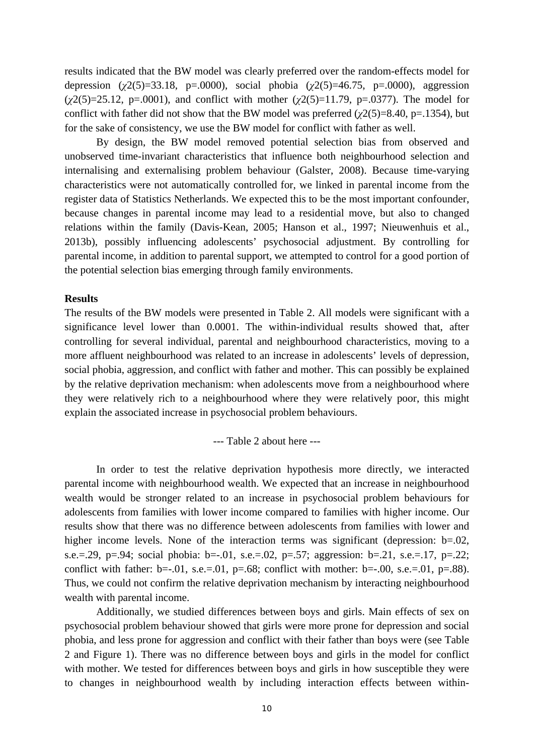results indicated that the BW model was clearly preferred over the random-effects model for depression ($\chi 2(5)=33.18$, $p=.0000$), social phobia ($\chi 2(5)=46.75$, $p=.0000$), aggression ($\chi 2(5)=25.12$, $p=.0001$), and conflict with mother ($\chi 2(5)=11.79$, $p=.0377$). The model for conflict with father did not show that the BW model was preferred ($\chi 2(5)=8.40$, $p=.1354$), but for the sake of consistency, we use the BW model for conflict with father as well.

By design, the BW model removed potential selection bias from observed and unobserved time-invariant characteristics that influence both neighbourhood selection and internalising and externalising problem behaviour (Galster, 2008). Because time-varying characteristics were not automatically controlled for, we linked in parental income from the register data of Statistics Netherlands. We expected this to be the most important confounder, because changes in parental income may lead to a residential move, but also to changed relations within the family (Davis-Kean, 2005; Hanson et al., 1997; Nieuwenhuis et al., 2013b), possibly influencing adolescents' psychosocial adjustment. By controlling for parental income, in addition to parental support, we attempted to control for a good portion of the potential selection bias emerging through family environments.

**Results**

The results of the BW models were presented in Table 2. All models were significant with a significance level lower than 0.0001. The within-individual results showed that, after controlling for several individual, parental and neighbourhood characteristics, moving to a more affluent neighbourhood was related to an increase in adolescents' levels of depression, social phobia, aggression, and conflict with father and mother. This can possibly be explained by the relative deprivation mechanism: when adolescents move from a neighbourhood where they were relatively rich to a neighbourhood where they were relatively poor, this might explain the associated increase in psychosocial problem behaviours.

--- Table 2 about here ---

In order to test the relative deprivation hypothesis more directly, we interacted parental income with neighbourhood wealth. We expected that an increase in neighbourhood wealth would be stronger related to an increase in psychosocial problem behaviours for adolescents from families with lower income compared to families with higher income. Our results show that there was no difference between adolescents from families with lower and higher income levels. None of the interaction terms was significant (depression: $b=.02$, $s.e.=.29$, $p=.94$; social phobia: $b=-.01$, $s.e.=.02$, $p=.57$; aggression: $b=.21$, $s.e.=.17$, $p=.22$; conflict with father: $b=-.01$, $s.e.=.01$, $p=.68$; conflict with mother: $b=-.00$, $s.e.=.01$, $p=.88$). Thus, we could not confirm the relative deprivation mechanism by interacting neighbourhood wealth with parental income.

Additionally, we studied differences between boys and girls. Main effects of sex on psychosocial problem behaviour showed that girls were more prone for depression and social phobia, and less prone for aggression and conflict with their father than boys were (see Table 2 and Figure 1). There was no difference between boys and girls in the model for conflict with mother. We tested for differences between boys and girls in how susceptible they were to changes in neighbourhood wealth by including interaction effects between within-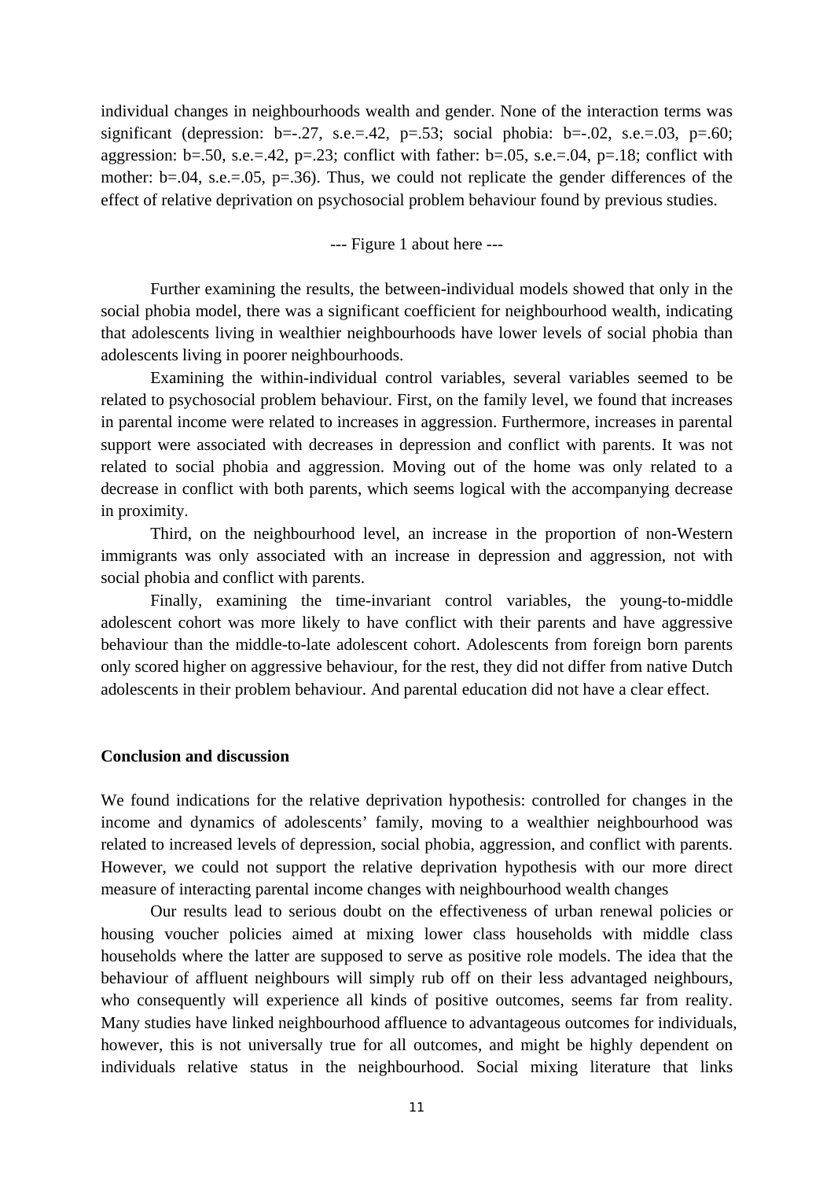individual changes in neighbourhoods wealth and gender. None of the interaction terms was significant (depression: b=-.27, s.e.=.42, p=.53; social phobia: b=-.02, s.e.=.03, p=.60; aggression: b=.50, s.e.=.42, p=.23; conflict with father: b=.05, s.e.=.04, p=.18; conflict with mother: b=.04, s.e.=.05, p=.36). Thus, we could not replicate the gender differences of the effect of relative deprivation on psychosocial problem behaviour found by previous studies.

--- Figure 1 about here ---

Further examining the results, the between-individual models showed that only in the social phobia model, there was a significant coefficient for neighbourhood wealth, indicating that adolescents living in wealthier neighbourhoods have lower levels of social phobia than adolescents living in poorer neighbourhoods.

Examining the within-individual control variables, several variables seemed to be related to psychosocial problem behaviour. First, on the family level, we found that increases in parental income were related to increases in aggression. Furthermore, increases in parental support were associated with decreases in depression and conflict with parents. It was not related to social phobia and aggression. Moving out of the home was only related to a decrease in conflict with both parents, which seems logical with the accompanying decrease in proximity.

Third, on the neighbourhood level, an increase in the proportion of non-Western immigrants was only associated with an increase in depression and aggression, not with social phobia and conflict with parents.

Finally, examining the time-invariant control variables, the young-to-middle adolescent cohort was more likely to have conflict with their parents and have aggressive behaviour than the middle-to-late adolescent cohort. Adolescents from foreign born parents only scored higher on aggressive behaviour, for the rest, they did not differ from native Dutch adolescents in their problem behaviour. And parental education did not have a clear effect.

## Conclusion and discussion

We found indications for the relative deprivation hypothesis: controlled for changes in the income and dynamics of adolescents' family, moving to a wealthier neighbourhood was related to increased levels of depression, social phobia, aggression, and conflict with parents. However, we could not support the relative deprivation hypothesis with our more direct measure of interacting parental income changes with neighbourhood wealth changes

Our results lead to serious doubt on the effectiveness of urban renewal policies or housing voucher policies aimed at mixing lower class households with middle class households where the latter are supposed to serve as positive role models. The idea that the behaviour of affluent neighbours will simply rub off on their less advantaged neighbours, who consequently will experience all kinds of positive outcomes, seems far from reality. Many studies have linked neighbourhood affluence to advantageous outcomes for individuals, however, this is not universally true for all outcomes, and might be highly dependent on individuals relative status in the neighbourhood. Social mixing literature that links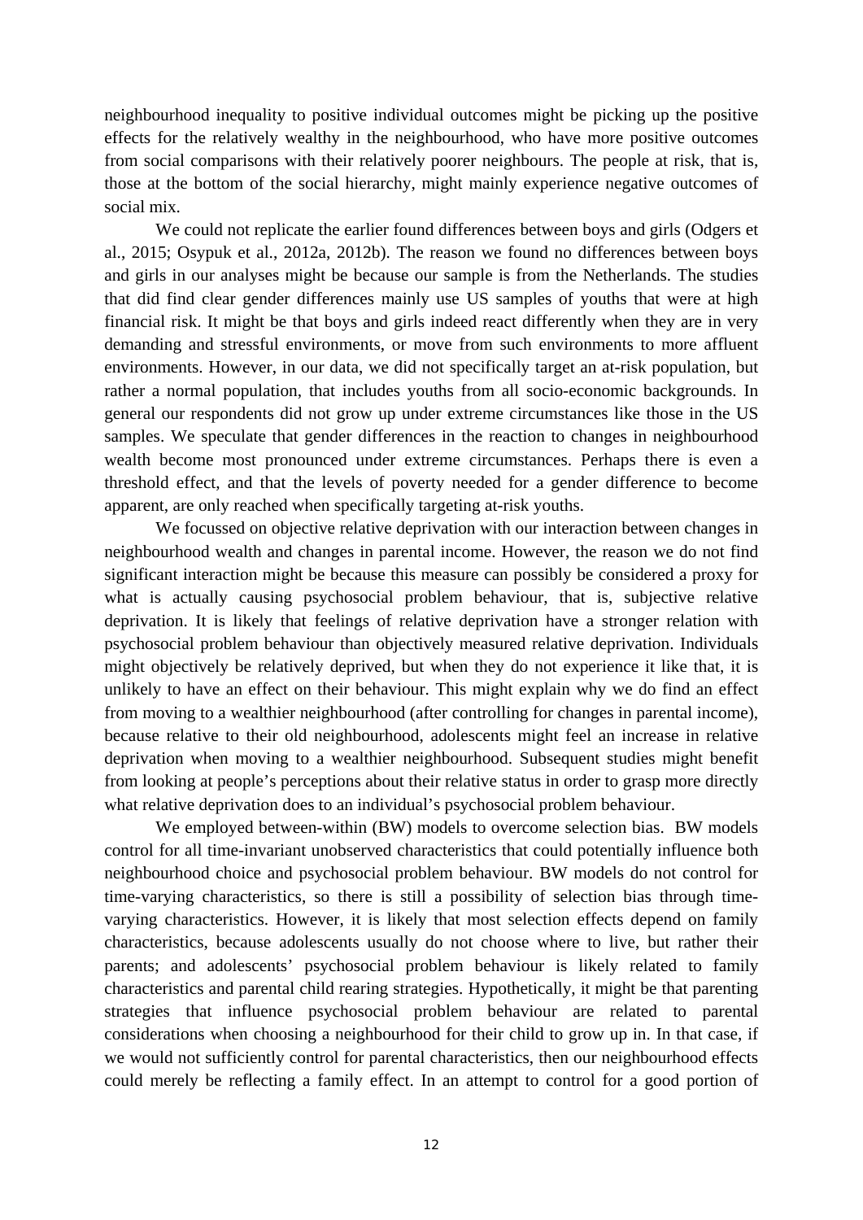neighbourhood inequality to positive individual outcomes might be picking up the positive effects for the relatively wealthy in the neighbourhood, who have more positive outcomes from social comparisons with their relatively poorer neighbours. The people at risk, that is, those at the bottom of the social hierarchy, might mainly experience negative outcomes of social mix.

We could not replicate the earlier found differences between boys and girls (Odgers et al., 2015; Osypuk et al., 2012a, 2012b). The reason we found no differences between boys and girls in our analyses might be because our sample is from the Netherlands. The studies that did find clear gender differences mainly use US samples of youths that were at high financial risk. It might be that boys and girls indeed react differently when they are in very demanding and stressful environments, or move from such environments to more affluent environments. However, in our data, we did not specifically target an at-risk population, but rather a normal population, that includes youths from all socio-economic backgrounds. In general our respondents did not grow up under extreme circumstances like those in the US samples. We speculate that gender differences in the reaction to changes in neighbourhood wealth become most pronounced under extreme circumstances. Perhaps there is even a threshold effect, and that the levels of poverty needed for a gender difference to become apparent, are only reached when specifically targeting at-risk youths.

We focussed on objective relative deprivation with our interaction between changes in neighbourhood wealth and changes in parental income. However, the reason we do not find significant interaction might be because this measure can possibly be considered a proxy for what is actually causing psychosocial problem behaviour, that is, subjective relative deprivation. It is likely that feelings of relative deprivation have a stronger relation with psychosocial problem behaviour than objectively measured relative deprivation. Individuals might objectively be relatively deprived, but when they do not experience it like that, it is unlikely to have an effect on their behaviour. This might explain why we do find an effect from moving to a wealthier neighbourhood (after controlling for changes in parental income), because relative to their old neighbourhood, adolescents might feel an increase in relative deprivation when moving to a wealthier neighbourhood. Subsequent studies might benefit from looking at people's perceptions about their relative status in order to grasp more directly what relative deprivation does to an individual's psychosocial problem behaviour.

We employed between-within (BW) models to overcome selection bias. BW models control for all time-invariant unobserved characteristics that could potentially influence both neighbourhood choice and psychosocial problem behaviour. BW models do not control for time-varying characteristics, so there is still a possibility of selection bias through time-varying characteristics. However, it is likely that most selection effects depend on family characteristics, because adolescents usually do not choose where to live, but rather their parents; and adolescents' psychosocial problem behaviour is likely related to family characteristics and parental child rearing strategies. Hypothetically, it might be that parenting strategies that influence psychosocial problem behaviour are related to parental considerations when choosing a neighbourhood for their child to grow up in. In that case, if we would not sufficiently control for parental characteristics, then our neighbourhood effects could merely be reflecting a family effect. In an attempt to control for a good portion of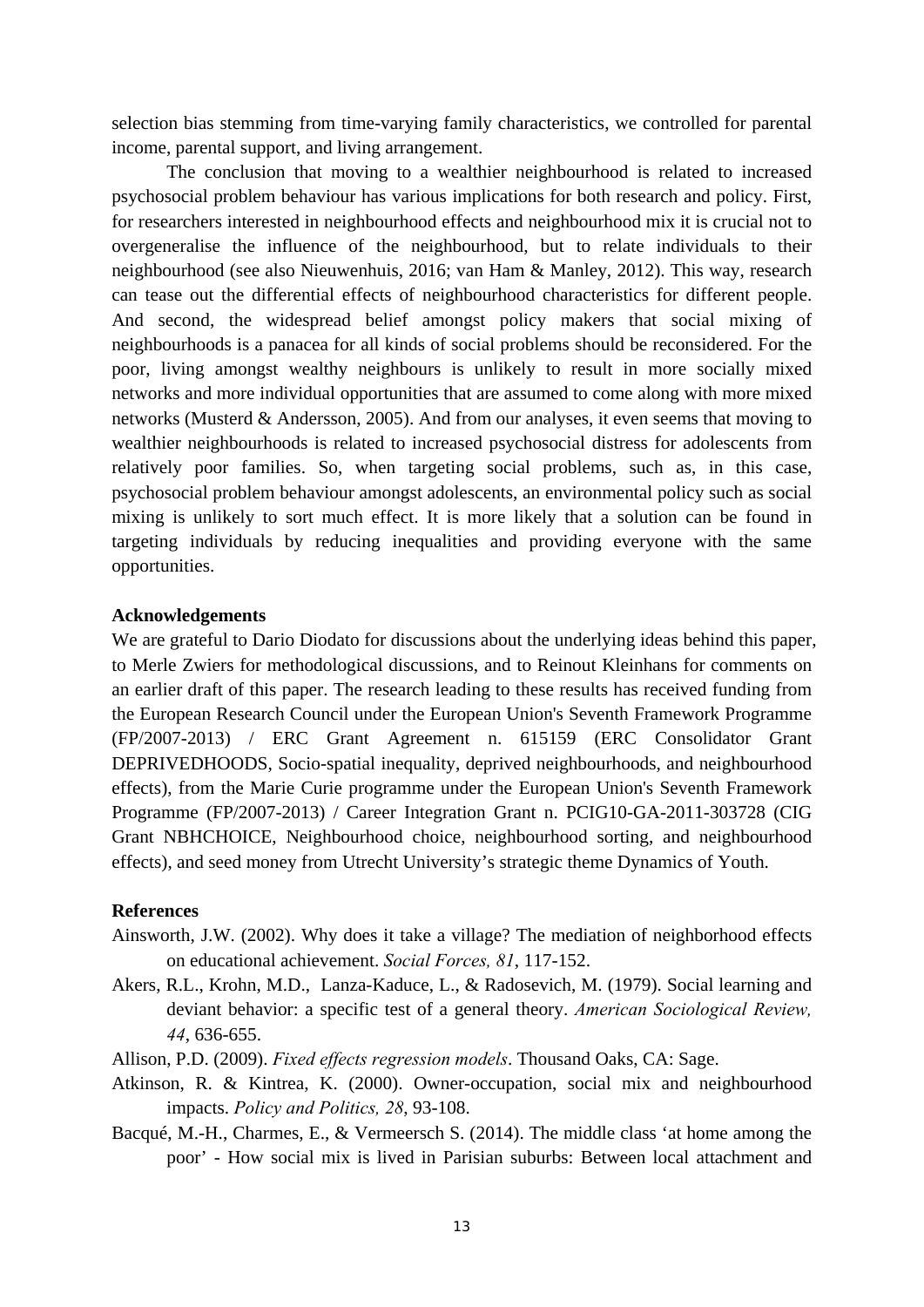selection bias stemming from time-varying family characteristics, we controlled for parental income, parental support, and living arrangement.

The conclusion that moving to a wealthier neighbourhood is related to increased psychosocial problem behaviour has various implications for both research and policy. First, for researchers interested in neighbourhood effects and neighbourhood mix it is crucial not to overgeneralise the influence of the neighbourhood, but to relate individuals to their neighbourhood (see also Nieuwenhuis, 2016; van Ham & Manley, 2012). This way, research can tease out the differential effects of neighbourhood characteristics for different people. And second, the widespread belief amongst policy makers that social mixing of neighbourhoods is a panacea for all kinds of social problems should be reconsidered. For the poor, living amongst wealthy neighbours is unlikely to result in more socially mixed networks and more individual opportunities that are assumed to come along with more mixed networks (Musterd & Andersson, 2005). And from our analyses, it even seems that moving to wealthier neighbourhoods is related to increased psychosocial distress for adolescents from relatively poor families. So, when targeting social problems, such as, in this case, psychosocial problem behaviour amongst adolescents, an environmental policy such as social mixing is unlikely to sort much effect. It is more likely that a solution can be found in targeting individuals by reducing inequalities and providing everyone with the same opportunities.

**Acknowledgements**

We are grateful to Dario Diodato for discussions about the underlying ideas behind this paper, to Merle Zwiers for methodological discussions, and to Reinout Kleinhans for comments on an earlier draft of this paper. The research leading to these results has received funding from the European Research Council under the European Union's Seventh Framework Programme (FP/2007-2013) / ERC Grant Agreement n. 615159 (ERC Consolidator Grant DEPRIVEDHOODS, Socio-spatial inequality, deprived neighbourhoods, and neighbourhood effects), from the Marie Curie programme under the European Union's Seventh Framework Programme (FP/2007-2013) / Career Integration Grant n. PCIG10-GA-2011-303728 (CIG Grant NBHCHOICE, Neighbourhood choice, neighbourhood sorting, and neighbourhood effects), and seed money from Utrecht University's strategic theme Dynamics of Youth.

**References**

Ainsworth, J.W. (2002). Why does it take a village? The mediation of neighborhood effects on educational achievement. *Social Forces, 81*, 117-152.

Akers, R.L., Krohn, M.D., Lanza-Kaduce, L., & Radosevich, M. (1979). Social learning and deviant behavior: a specific test of a general theory. *American Sociological Review, 44*, 636-655.

Allison, P.D. (2009). *Fixed effects regression models*. Thousand Oaks, CA: Sage.

Atkinson, R. & Kintrea, K. (2000). Owner-occupation, social mix and neighbourhood impacts. *Policy and Politics, 28*, 93-108.

Bacqué, M.-H., Charmes, E., & Vermeersch S. (2014). The middle class 'at home among the poor' - How social mix is lived in Parisian suburbs: Between local attachment and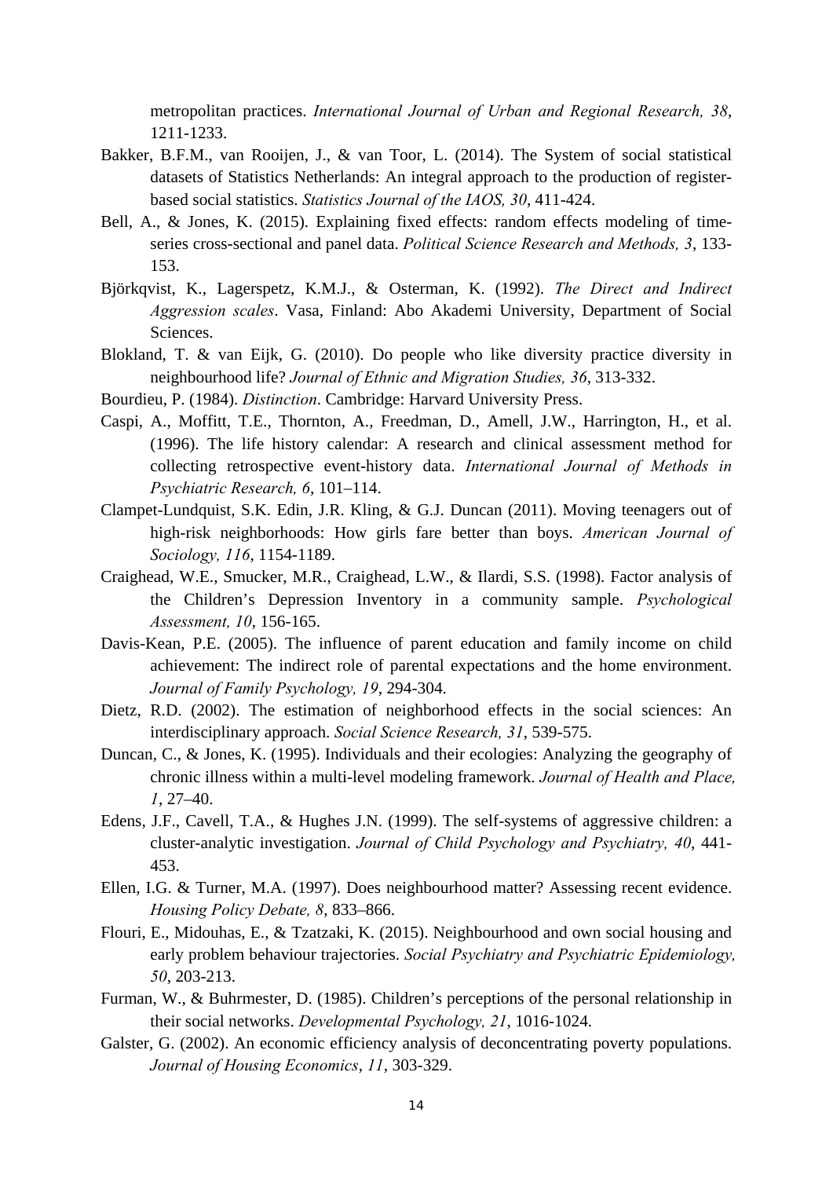metropolitan practices. *International Journal of Urban and Regional Research, 38*, 1211-1233.

Bakker, B.F.M., van Rooijen, J., & van Toor, L. (2014). The System of social statistical datasets of Statistics Netherlands: An integral approach to the production of register-based social statistics. *Statistics Journal of the IAOS, 30*, 411-424.

Bell, A., & Jones, K. (2015). Explaining fixed effects: random effects modeling of time-series cross-sectional and panel data. *Political Science Research and Methods, 3*, 133-153.

Björkqvist, K., Lagerspetz, K.M.J., & Osterman, K. (1992). *The Direct and Indirect Aggression scales*. Vasa, Finland: Abo Akademi University, Department of Social Sciences.

Blokland, T. & van Eijk, G. (2010). Do people who like diversity practice diversity in neighbourhood life? *Journal of Ethnic and Migration Studies, 36*, 313-332.

Bourdieu, P. (1984). *Distinction*. Cambridge: Harvard University Press.

Caspi, A., Moffitt, T.E., Thornton, A., Freedman, D., Amell, J.W., Harrington, H., et al. (1996). The life history calendar: A research and clinical assessment method for collecting retrospective event-history data. *International Journal of Methods in Psychiatric Research, 6*, 101–114.

Clampet-Lundquist, S.K. Edin, J.R. Kling, & G.J. Duncan (2011). Moving teenagers out of high-risk neighborhoods: How girls fare better than boys. *American Journal of Sociology, 116*, 1154-1189.

Craighead, W.E., Smucker, M.R., Craighead, L.W., & Ilardi, S.S. (1998). Factor analysis of the Children's Depression Inventory in a community sample. *Psychological Assessment, 10*, 156-165.

Davis-Kean, P.E. (2005). The influence of parent education and family income on child achievement: The indirect role of parental expectations and the home environment. *Journal of Family Psychology, 19*, 294-304.

Dietz, R.D. (2002). The estimation of neighborhood effects in the social sciences: An interdisciplinary approach. *Social Science Research, 31*, 539-575.

Duncan, C., & Jones, K. (1995). Individuals and their ecologies: Analyzing the geography of chronic illness within a multi-level modeling framework. *Journal of Health and Place, 1*, 27–40.

Edens, J.F., Cavell, T.A., & Hughes J.N. (1999). The self-systems of aggressive children: a cluster-analytic investigation. *Journal of Child Psychology and Psychiatry, 40*, 441-453.

Ellen, I.G. & Turner, M.A. (1997). Does neighbourhood matter? Assessing recent evidence. *Housing Policy Debate, 8*, 833–866.

Flouri, E., Midouhas, E., & Tzatzaki, K. (2015). Neighbourhood and own social housing and early problem behaviour trajectories. *Social Psychiatry and Psychiatric Epidemiology, 50*, 203-213.

Furman, W., & Buhrmester, D. (1985). Children's perceptions of the personal relationship in their social networks. *Developmental Psychology, 21*, 1016-1024.

Galster, G. (2002). An economic efficiency analysis of deconcentrating poverty populations. *Journal of Housing Economics*, *11*, 303-329.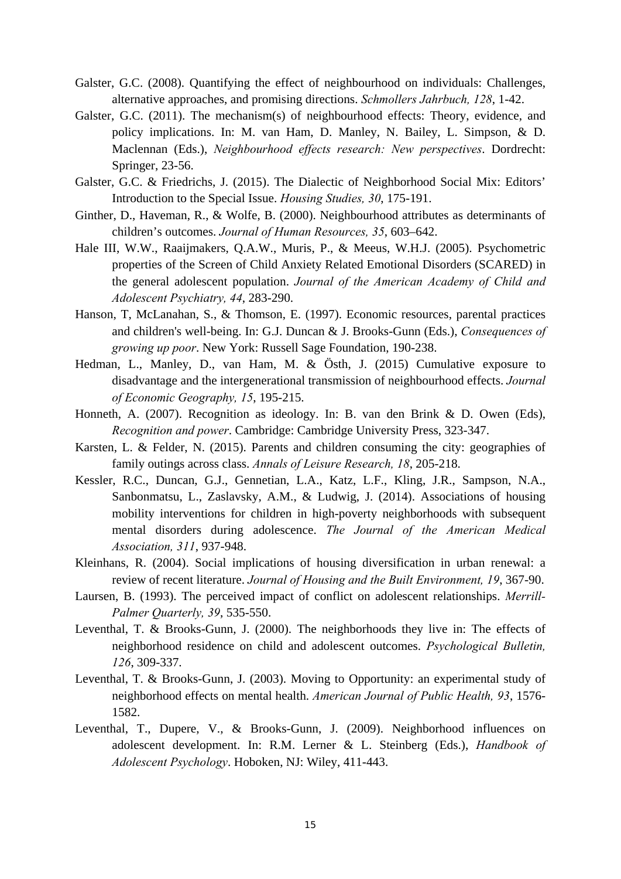Galster, G.C. (2008). Quantifying the effect of neighbourhood on individuals: Challenges, alternative approaches, and promising directions. *Schmollers Jahrbuch, 128*, 1-42.

Galster, G.C. (2011). The mechanism(s) of neighbourhood effects: Theory, evidence, and policy implications. In: M. van Ham, D. Manley, N. Bailey, L. Simpson, & D. Maclennan (Eds.), *Neighbourhood effects research: New perspectives*. Dordrecht: Springer, 23-56.

Galster, G.C. & Friedrichs, J. (2015). The Dialectic of Neighborhood Social Mix: Editors' Introduction to the Special Issue. *Housing Studies, 30*, 175-191.

Ginther, D., Haveman, R., & Wolfe, B. (2000). Neighbourhood attributes as determinants of children's outcomes. *Journal of Human Resources, 35*, 603–642.

Hale III, W.W., Raaijmakers, Q.A.W., Muris, P., & Meeus, W.H.J. (2005). Psychometric properties of the Screen of Child Anxiety Related Emotional Disorders (SCARED) in the general adolescent population. *Journal of the American Academy of Child and Adolescent Psychiatry, 44*, 283-290.

Hanson, T, McLanahan, S., & Thomson, E. (1997). Economic resources, parental practices and children's well-being. In: G.J. Duncan & J. Brooks-Gunn (Eds.), *Consequences of growing up poor*. New York: Russell Sage Foundation, 190-238.

Hedman, L., Manley, D., van Ham, M. & Östh, J. (2015) Cumulative exposure to disadvantage and the intergenerational transmission of neighbourhood effects. *Journal of Economic Geography, 15*, 195-215.

Honneth, A. (2007). Recognition as ideology. In: B. van den Brink & D. Owen (Eds), *Recognition and power*. Cambridge: Cambridge University Press, 323-347.

Karsten, L. & Felder, N. (2015). Parents and children consuming the city: geographies of family outings across class. *Annals of Leisure Research, 18*, 205-218.

Kessler, R.C., Duncan, G.J., Gennetian, L.A., Katz, L.F., Kling, J.R., Sampson, N.A., Sanbonmatsu, L., Zaslavsky, A.M., & Ludwig, J. (2014). Associations of housing mobility interventions for children in high-poverty neighborhoods with subsequent mental disorders during adolescence. *The Journal of the American Medical Association, 311*, 937-948.

Kleinhans, R. (2004). Social implications of housing diversification in urban renewal: a review of recent literature. *Journal of Housing and the Built Environment, 19*, 367-90.

Laursen, B. (1993). The perceived impact of conflict on adolescent relationships. *Merrill-Palmer Quarterly, 39*, 535-550.

Leventhal, T. & Brooks-Gunn, J. (2000). The neighborhoods they live in: The effects of neighborhood residence on child and adolescent outcomes. *Psychological Bulletin, 126*, 309-337.

Leventhal, T. & Brooks-Gunn, J. (2003). Moving to Opportunity: an experimental study of neighborhood effects on mental health. *American Journal of Public Health, 93*, 1576-1582.

Leventhal, T., Dupere, V., & Brooks-Gunn, J. (2009). Neighborhood influences on adolescent development. In: R.M. Lerner & L. Steinberg (Eds.), *Handbook of Adolescent Psychology*. Hoboken, NJ: Wiley, 411-443.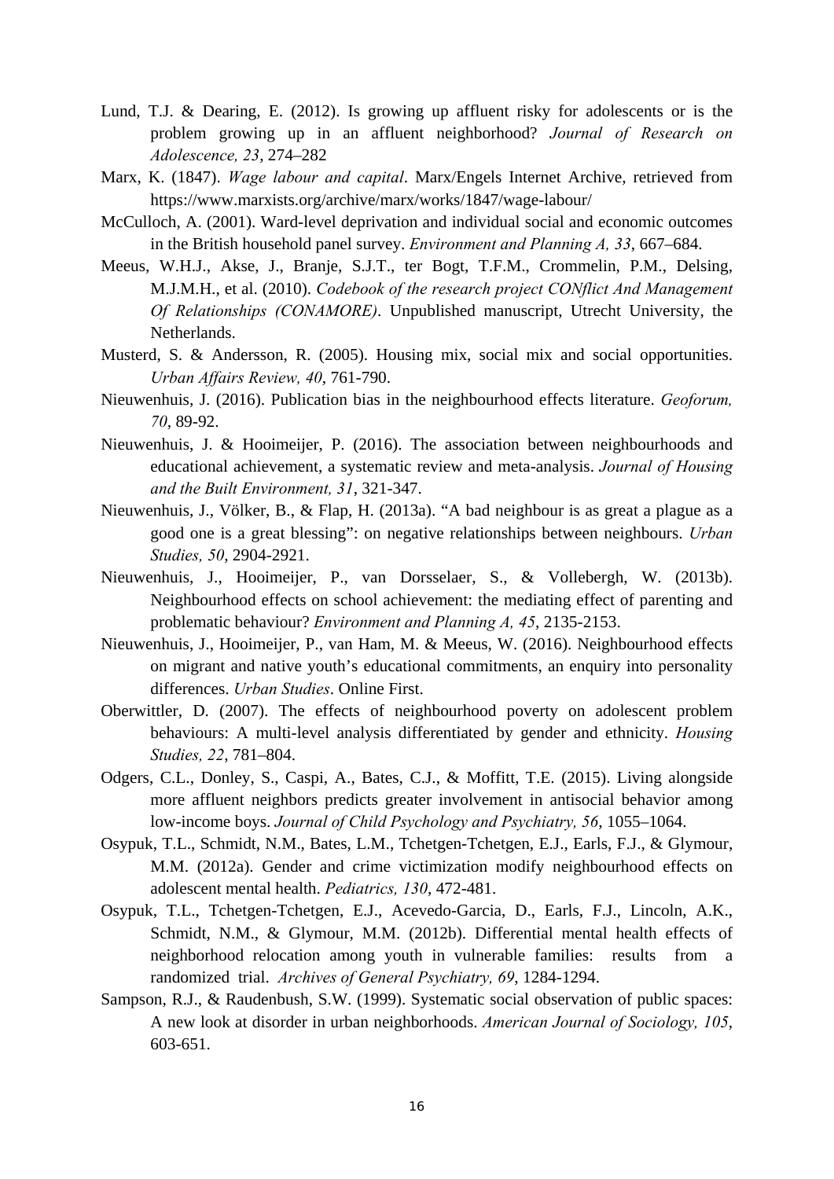Lund, T.J. & Dearing, E. (2012). Is growing up affluent risky for adolescents or is the problem growing up in an affluent neighborhood? *Journal of Research on Adolescence, 23*, 274–282

Marx, K. (1847). *Wage labour and capital*. Marx/Engels Internet Archive, retrieved from https://www.marxists.org/archive/marx/works/1847/wage-labour/

McCulloch, A. (2001). Ward-level deprivation and individual social and economic outcomes in the British household panel survey. *Environment and Planning A, 33*, 667–684.

Meeus, W.H.J., Akse, J., Branje, S.J.T., ter Bogt, T.F.M., Crommelin, P.M., Delsing, M.J.M.H., et al. (2010). *Codebook of the research project CONflict And Management Of Relationships (CONAMORE)*. Unpublished manuscript, Utrecht University, the Netherlands.

Musterd, S. & Andersson, R. (2005). Housing mix, social mix and social opportunities. *Urban Affairs Review, 40*, 761-790.

Nieuwenhuis, J. (2016). Publication bias in the neighbourhood effects literature. *Geoforum, 70*, 89-92.

Nieuwenhuis, J. & Hooimeijer, P. (2016). The association between neighbourhoods and educational achievement, a systematic review and meta-analysis. *Journal of Housing and the Built Environment, 31*, 321-347.

Nieuwenhuis, J., Völker, B., & Flap, H. (2013a). "A bad neighbour is as great a plague as a good one is a great blessing": on negative relationships between neighbours. *Urban Studies, 50*, 2904-2921.

Nieuwenhuis, J., Hooimeijer, P., van Dorsselaer, S., & Vollebergh, W. (2013b). Neighbourhood effects on school achievement: the mediating effect of parenting and problematic behaviour? *Environment and Planning A, 45*, 2135-2153.

Nieuwenhuis, J., Hooimeijer, P., van Ham, M. & Meeus, W. (2016). Neighbourhood effects on migrant and native youth's educational commitments, an enquiry into personality differences. *Urban Studies*. Online First.

Oberwittler, D. (2007). The effects of neighbourhood poverty on adolescent problem behaviours: A multi-level analysis differentiated by gender and ethnicity. *Housing Studies, 22*, 781–804.

Odgers, C.L., Donley, S., Caspi, A., Bates, C.J., & Moffitt, T.E. (2015). Living alongside more affluent neighbors predicts greater involvement in antisocial behavior among low-income boys. *Journal of Child Psychology and Psychiatry, 56*, 1055–1064.

Osypuk, T.L., Schmidt, N.M., Bates, L.M., Tchetgen-Tchetgen, E.J., Earls, F.J., & Glymour, M.M. (2012a). Gender and crime victimization modify neighbourhood effects on adolescent mental health. *Pediatrics, 130*, 472-481.

Osypuk, T.L., Tchetgen-Tchetgen, E.J., Acevedo-Garcia, D., Earls, F.J., Lincoln, A.K., Schmidt, N.M., & Glymour, M.M. (2012b). Differential mental health effects of neighborhood relocation among youth in vulnerable families: results from a randomized trial. *Archives of General Psychiatry, 69*, 1284-1294.

Sampson, R.J., & Raudenbush, S.W. (1999). Systematic social observation of public spaces: A new look at disorder in urban neighborhoods. *American Journal of Sociology, 105*, 603-651.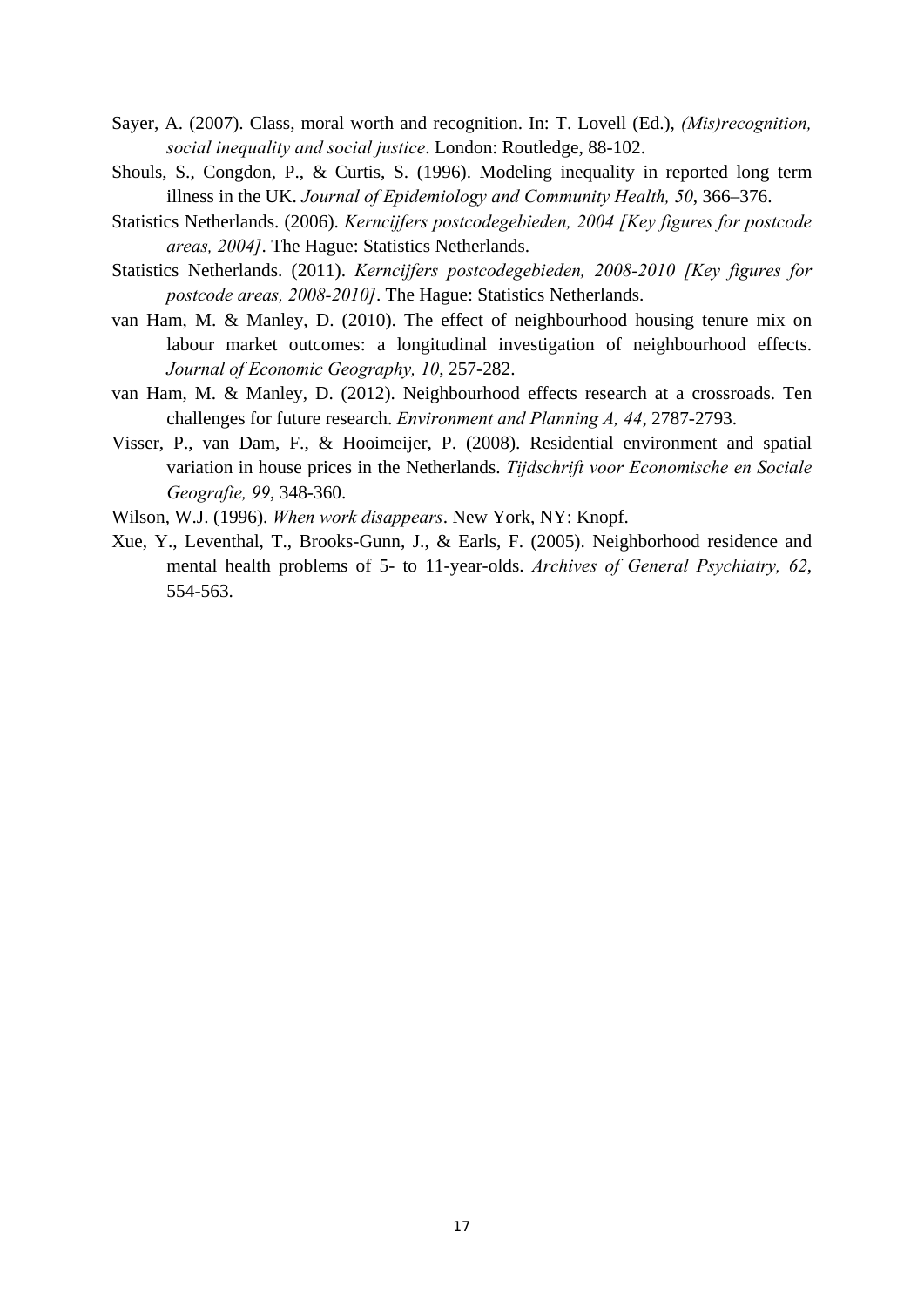Sayer, A. (2007). Class, moral worth and recognition. In: T. Lovell (Ed.), *(Mis)recognition, social inequality and social justice*. London: Routledge, 88-102.

Shouls, S., Congdon, P., & Curtis, S. (1996). Modeling inequality in reported long term illness in the UK. *Journal of Epidemiology and Community Health, 50*, 366–376.

Statistics Netherlands. (2006). *Kerncijfers postcodegebieden, 2004 [Key figures for postcode areas, 2004]*. The Hague: Statistics Netherlands.

Statistics Netherlands. (2011). *Kerncijfers postcodegebieden, 2008-2010 [Key figures for postcode areas, 2008-2010]*. The Hague: Statistics Netherlands.

van Ham, M. & Manley, D. (2010). The effect of neighbourhood housing tenure mix on labour market outcomes: a longitudinal investigation of neighbourhood effects. *Journal of Economic Geography, 10*, 257-282.

van Ham, M. & Manley, D. (2012). Neighbourhood effects research at a crossroads. Ten challenges for future research. *Environment and Planning A, 44*, 2787-2793.

Visser, P., van Dam, F., & Hooimeijer, P. (2008). Residential environment and spatial variation in house prices in the Netherlands. *Tijdschrift voor Economische en Sociale Geografie, 99*, 348-360.

Wilson, W.J. (1996). *When work disappears*. New York, NY: Knopf.

Xue, Y., Leventhal, T., Brooks-Gunn, J., & Earls, F. (2005). Neighborhood residence and mental health problems of 5- to 11-year-olds. *Archives of General Psychiatry, 62*, 554-563.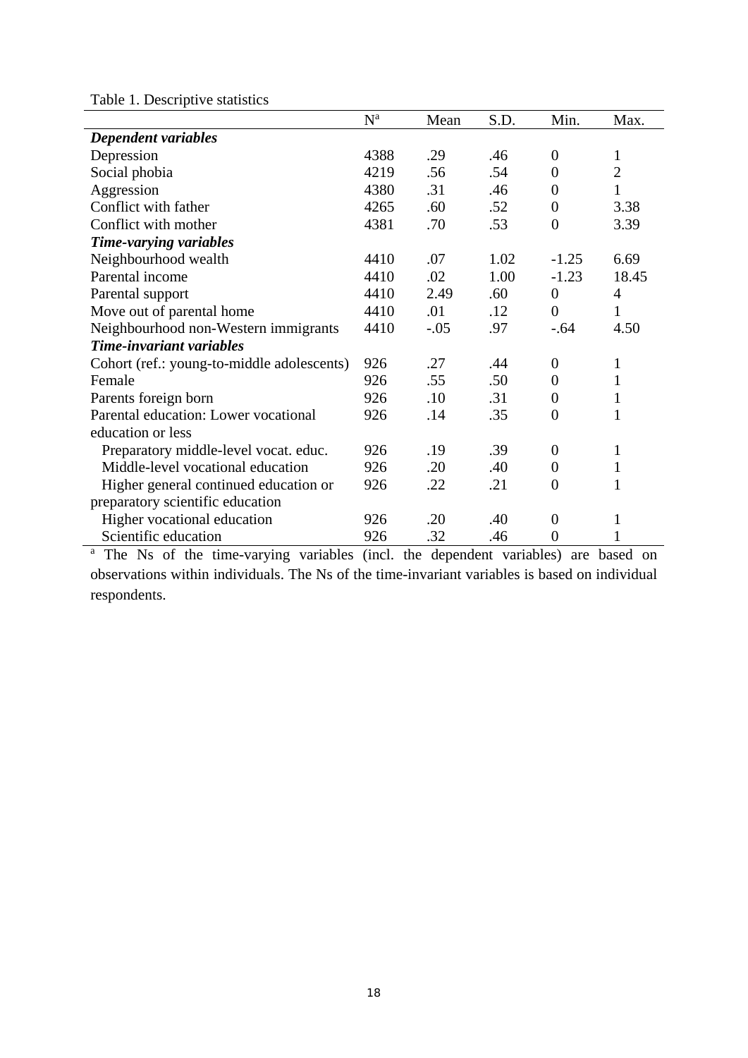Table 1. Descriptive statistics

| | N[a] | Mean | S.D. | Min. | Max. |
|---|---|---|---|---|---|
| ***Dependent variables*** | | | | | |
| Depression | 4388 | .29 | .46 | 0 | 1 |
| Social phobia | 4219 | .56 | .54 | 0 | 2 |
| Aggression | 4380 | .31 | .46 | 0 | 1 |
| Conflict with father | 4265 | .60 | .52 | 0 | 3.38 |
| Conflict with mother | 4381 | .70 | .53 | 0 | 3.39 |
| ***Time-varying variables*** | | | | | |
| Neighbourhood wealth | 4410 | .07 | 1.02 | -1.25 | 6.69 |
| Parental income | 4410 | .02 | 1.00 | -1.23 | 18.45 |
| Parental support | 4410 | 2.49 | .60 | 0 | 4 |
| Move out of parental home | 4410 | .01 | .12 | 0 | 1 |
| Neighbourhood non-Western immigrants | 4410 | -.05 | .97 | -.64 | 4.50 |
| ***Time-invariant variables*** | | | | | |
| Cohort (ref.: young-to-middle adolescents) | 926 | .27 | .44 | 0 | 1 |
| Female | 926 | .55 | .50 | 0 | 1 |
| Parents foreign born | 926 | .10 | .31 | 0 | 1 |
| Parental education: Lower vocational education or less | 926 | .14 | .35 | 0 | 1 |
| Preparatory middle-level vocat. educ. | 926 | .19 | .39 | 0 | 1 |
| Middle-level vocational education | 926 | .20 | .40 | 0 | 1 |
| Higher general continued education or preparatory scientific education | 926 | .22 | .21 | 0 | 1 |
| Higher vocational education | 926 | .20 | .40 | 0 | 1 |
| Scientific education | 926 | .32 | .46 | 0 | 1 |

[a] The Ns of the time-varying variables (incl. the dependent variables) are based on observations within individuals. The Ns of the time-invariant variables is based on individual respondents.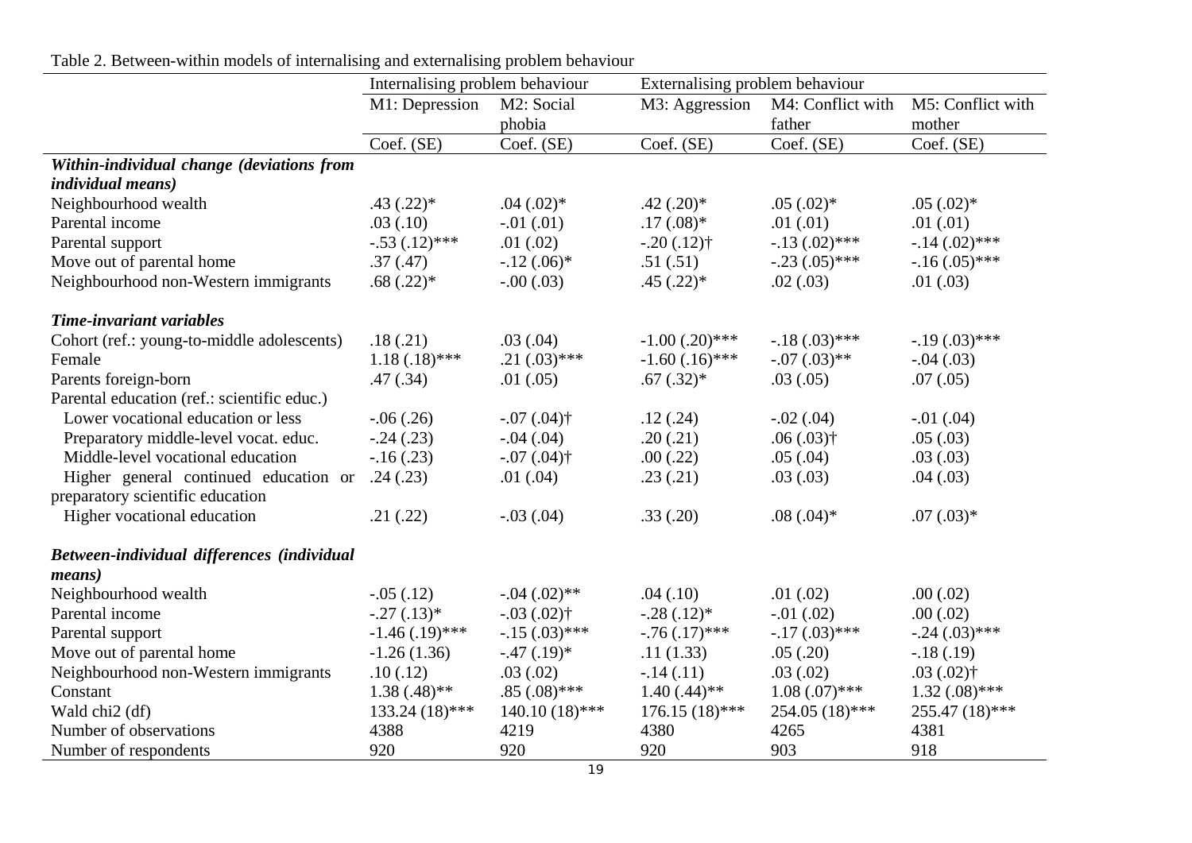Table 2. Between-within models of internalising and externalising problem behaviour

| | Internalising problem behaviour | | Externalising problem behaviour | | |
|---|---|---|---|---|---|
| | M1: Depression | M2: Social phobia | M3: Aggression | M4: Conflict with father | M5: Conflict with mother |
| | Coef. (SE) | Coef. (SE) | Coef. (SE) | Coef. (SE) | Coef. (SE) |
| ***Within-individual change (deviations from individual means)*** | | | | | |
| Neighbourhood wealth | .43 (.22)* | .04 (.02)* | .42 (.20)* | .05 (.02)* | .05 (.02)* |
| Parental income | .03 (.10) | -.01 (.01) | .17 (.08)* | .01 (.01) | .01 (.01) |
| Parental support | -.53 (.12)*** | .01 (.02) | -.20 (.12)† | -.13 (.02)*** | -.14 (.02)*** |
| Move out of parental home | .37 (.47) | -.12 (.06)* | .51 (.51) | -.23 (.05)*** | -.16 (.05)*** |
| Neighbourhood non-Western immigrants | .68 (.22)* | -.00 (.03) | .45 (.22)* | .02 (.03) | .01 (.03) |
| ***Time-invariant variables*** | | | | | |
| Cohort (ref.: young-to-middle adolescents) | .18 (.21) | .03 (.04) | -1.00 (.20)*** | -.18 (.03)*** | -.19 (.03)*** |
| Female | 1.18 (.18)*** | .21 (.03)*** | -1.60 (.16)*** | -.07 (.03)** | -.04 (.03) |
| Parents foreign-born | .47 (.34) | .01 (.05) | .67 (.32)* | .03 (.05) | .07 (.05) |
| Parental education (ref.: scientific educ.) | | | | | |
| Lower vocational education or less | -.06 (.26) | -.07 (.04)† | .12 (.24) | -.02 (.04) | -.01 (.04) |
| Preparatory middle-level vocat. educ. | -.24 (.23) | -.04 (.04) | .20 (.21) | .06 (.03)† | .05 (.03) |
| Middle-level vocational education | -.16 (.23) | -.07 (.04)† | .00 (.22) | .05 (.04) | .03 (.03) |
| Higher general continued education or preparatory scientific education | .24 (.23) | .01 (.04) | .23 (.21) | .03 (.03) | .04 (.03) |
| Higher vocational education | .21 (.22) | -.03 (.04) | .33 (.20) | .08 (.04)* | .07 (.03)* |
| ***Between-individual differences (individual means)*** | | | | | |
| Neighbourhood wealth | -.05 (.12) | -.04 (.02)** | .04 (.10) | .01 (.02) | .00 (.02) |
| Parental income | -.27 (.13)* | -.03 (.02)† | -.28 (.12)* | -.01 (.02) | .00 (.02) |
| Parental support | -1.46 (.19)*** | -.15 (.03)*** | -.76 (.17)*** | -.17 (.03)*** | -.24 (.03)*** |
| Move out of parental home | -1.26 (1.36) | -.47 (.19)* | .11 (1.33) | .05 (.20) | -.18 (.19) |
| Neighbourhood non-Western immigrants | .10 (.12) | .03 (.02) | -.14 (.11) | .03 (.02) | .03 (.02)† |
| Constant | 1.38 (.48)** | .85 (.08)*** | 1.40 (.44)** | 1.08 (.07)*** | 1.32 (.08)*** |
| Wald chi2 (df) | 133.24 (18)*** | 140.10 (18)*** | 176.15 (18)*** | 254.05 (18)*** | 255.47 (18)*** |
| Number of observations | 4388 | 4219 | 4380 | 4265 | 4381 |
| Number of respondents | 920 | 920 | 920 | 903 | 918 |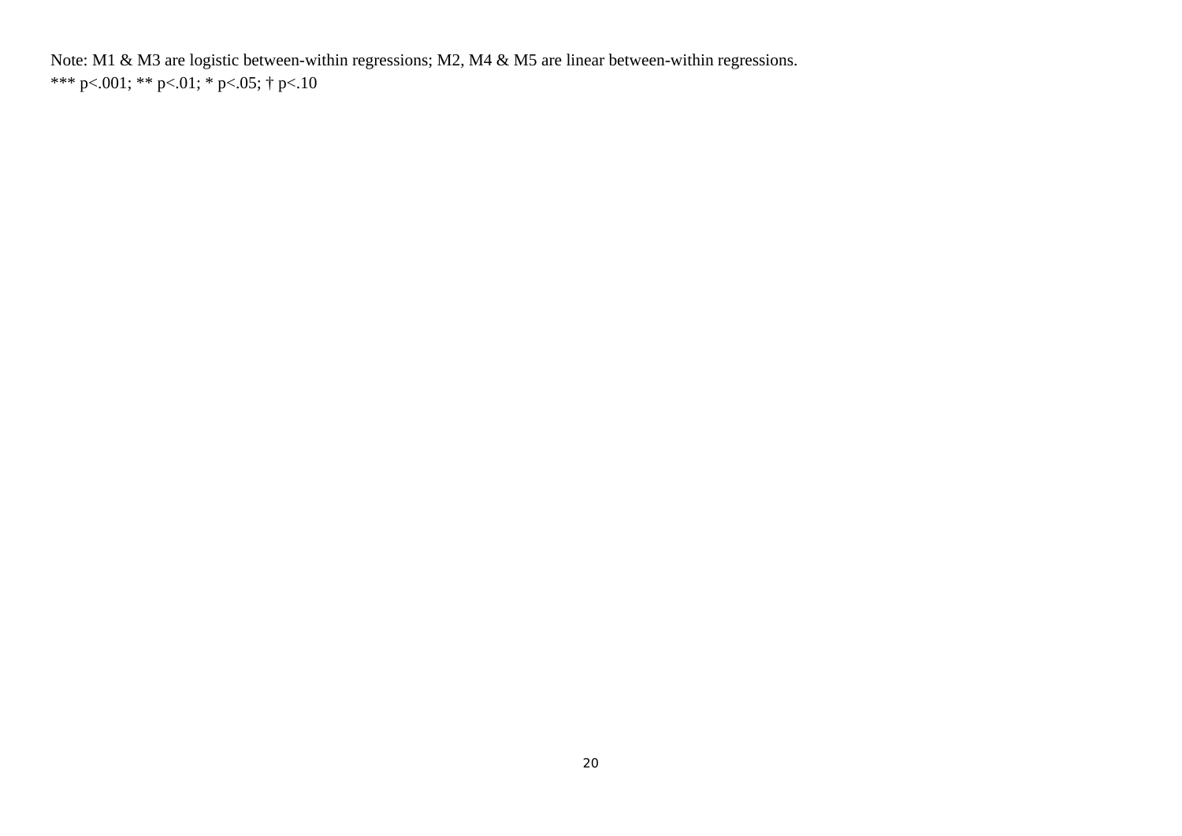Note: M1 & M3 are logistic between-within regressions; M2, M4 & M5 are linear between-within regressions.
*** p<.001; ** p<.01; * p<.05; † p<.10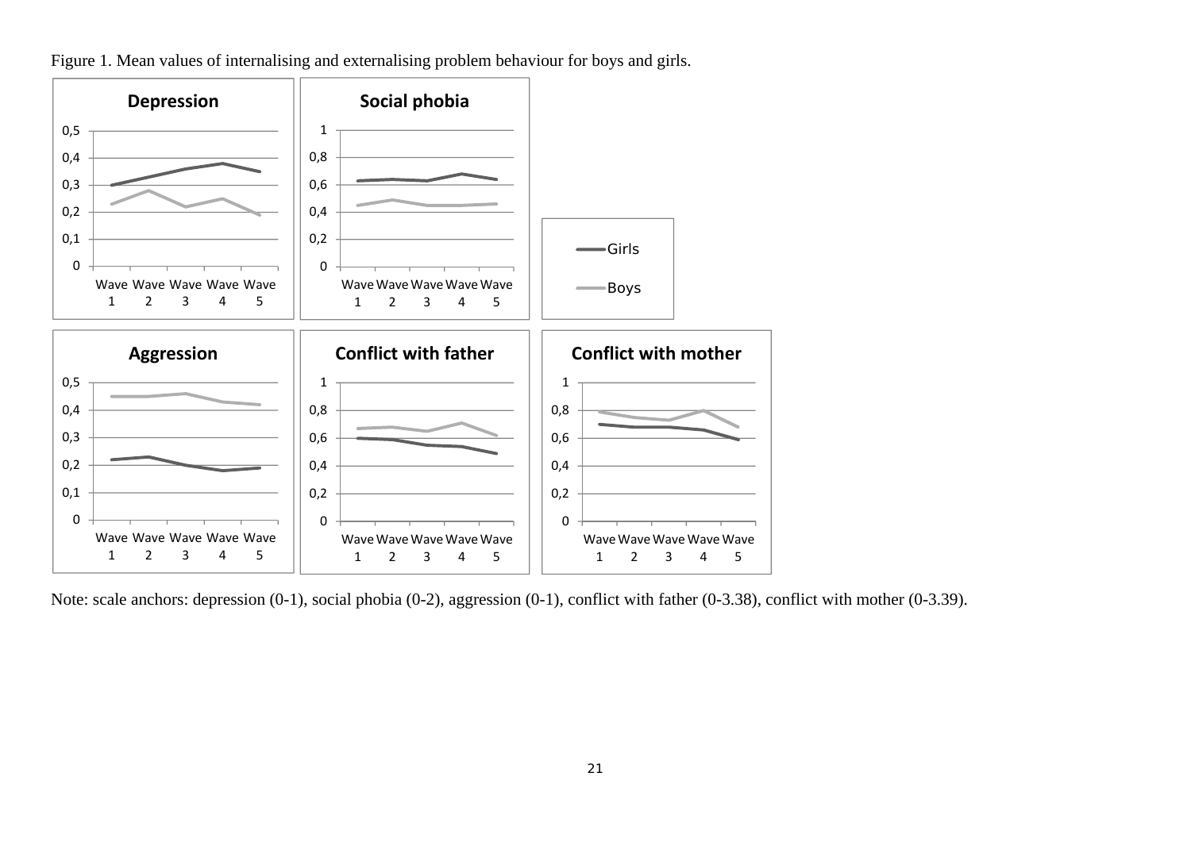Figure 1. Mean values of internalising and externalising problem behaviour for boys and girls.

Depression

0,5
0,4
0,3
0,2
0,1
0

Wave 1 Wave 2 Wave 3 Wave 4 Wave 5

Social phobia

1
0,8
0,6
0,4
0,2
0

Wave 1 Wave 2 Wave 3 Wave 4 Wave 5

Girls

Boys

Aggression

0,5
0,4
0,3
0,2
0,1
0

Wave 1 Wave 2 Wave 3 Wave 4 Wave 5

Conflict with father

1
0,8
0,6
0,4
0,2
0

Wave 1 Wave 2 Wave 3 Wave 4 Wave 5

Conflict with mother

1
0,8
0,6
0,4
0,2
0

Wave 1 Wave 2 Wave 3 Wave 4 Wave 5

Note: scale anchors: depression (0-1), social phobia (0-2), aggression (0-1), conflict with father (0-3.38), conflict with mother (0-3.39).